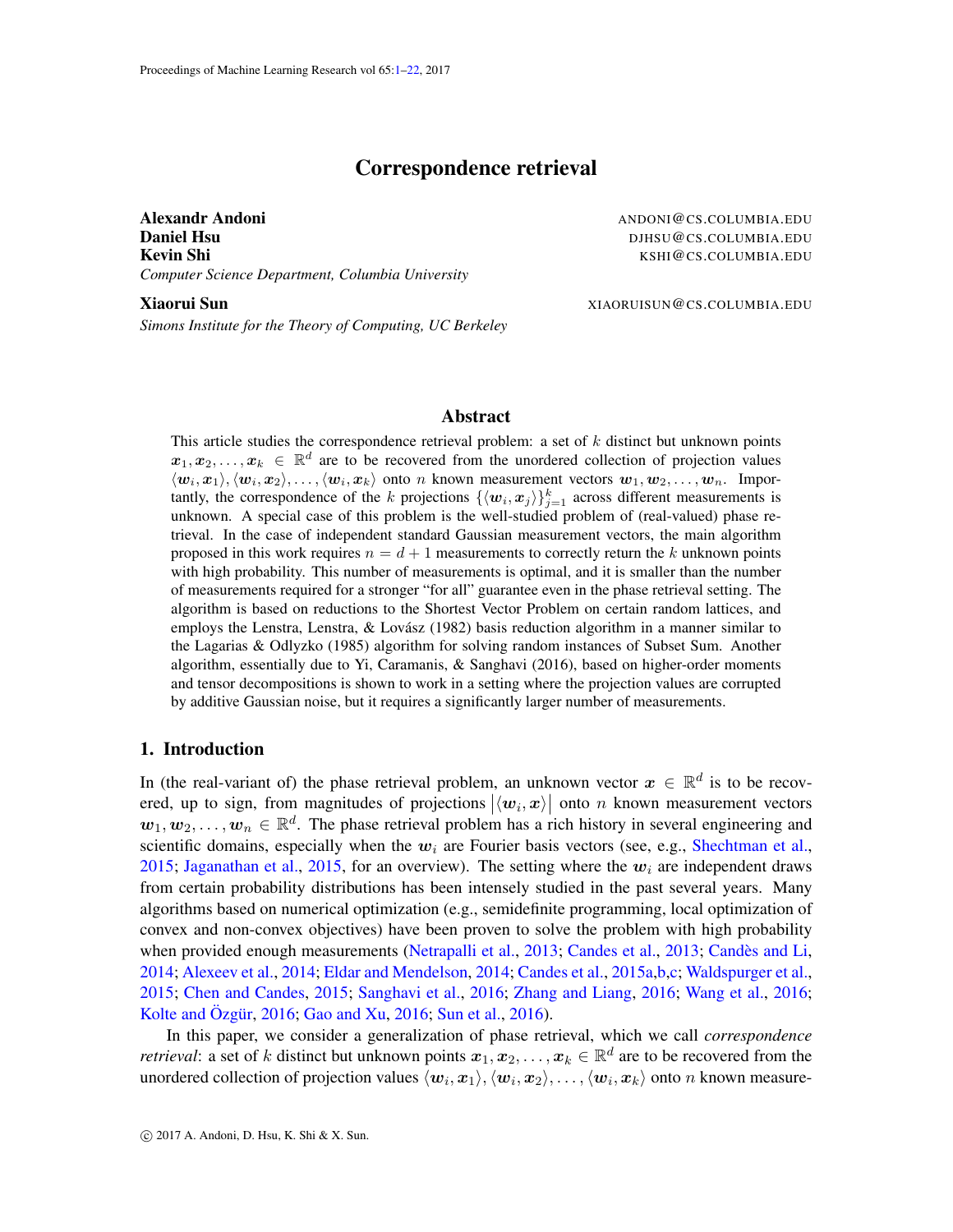# Correspondence retrieval

**Alexandr Andoni** ANDONI@CS.COLUMBIA.EDU
**Daniel Hsu** DJHSU@CS.COLUMBIA.EDU
**Kevin Shi** KSHI@CS.COLUMBIA.EDU
*Computer Science Department, Columbia University*

**Xiaorui Sun** XIAORUISUN@CS.COLUMBIA.EDU
*Simons Institute for the Theory of Computing, UC Berkeley*

## Abstract

This article studies the correspondence retrieval problem: a set of $k$ distinct but unknown points $\boldsymbol{x}_1, \boldsymbol{x}_2, \ldots, \boldsymbol{x}_k \in \mathbb{R}^d$ are to be recovered from the unordered collection of projection values $\langle \boldsymbol{w}_i, \boldsymbol{x}_1 \rangle, \langle \boldsymbol{w}_i, \boldsymbol{x}_2 \rangle, \ldots, \langle \boldsymbol{w}_i, \boldsymbol{x}_k \rangle$ onto $n$ known measurement vectors $\boldsymbol{w}_1, \boldsymbol{w}_2, \ldots, \boldsymbol{w}_n$. Importantly, the correspondence of the $k$ projections $\{\langle \boldsymbol{w}_i, \boldsymbol{x}_j \rangle\}_{j=1}^k$ across different measurements is unknown. A special case of this problem is the well-studied problem of (real-valued) phase retrieval. In the case of independent standard Gaussian measurement vectors, the main algorithm proposed in this work requires $n = d + 1$ measurements to correctly return the $k$ unknown points with high probability. This number of measurements is optimal, and it is smaller than the number of measurements required for a stronger "for all" guarantee even in the phase retrieval setting. The algorithm is based on reductions to the Shortest Vector Problem on certain random lattices, and employs the Lenstra, Lenstra, & Lovász (1982) basis reduction algorithm in a manner similar to the Lagarias & Odlyzko (1985) algorithm for solving random instances of Subset Sum. Another algorithm, essentially due to Yi, Caramanis, & Sanghavi (2016), based on higher-order moments and tensor decompositions is shown to work in a setting where the projection values are corrupted by additive Gaussian noise, but it requires a significantly larger number of measurements.

## 1. Introduction

In (the real-variant of) the phase retrieval problem, an unknown vector $\boldsymbol{x} \in \mathbb{R}^d$ is to be recovered, up to sign, from magnitudes of projections $|\langle \boldsymbol{w}_i, \boldsymbol{x} \rangle|$ onto $n$ known measurement vectors $\boldsymbol{w}_1, \boldsymbol{w}_2, \ldots, \boldsymbol{w}_n \in \mathbb{R}^d$. The phase retrieval problem has a rich history in several engineering and scientific domains, especially when the $\boldsymbol{w}_i$ are Fourier basis vectors (see, e.g., Shechtman et al., 2015; Jaganathan et al., 2015, for an overview). The setting where the $\boldsymbol{w}_i$ are independent draws from certain probability distributions has been intensely studied in the past several years. Many algorithms based on numerical optimization (e.g., semidefinite programming, local optimization of convex and non-convex objectives) have been proven to solve the problem with high probability when provided enough measurements (Netrapalli et al., 2013; Candes et al., 2013; Candès and Li, 2014; Alexeev et al., 2014; Eldar and Mendelson, 2014; Candes et al., 2015a,b,c; Waldspurger et al., 2015; Chen and Candes, 2015; Sanghavi et al., 2016; Zhang and Liang, 2016; Wang et al., 2016; Kolte and Özgür, 2016; Gao and Xu, 2016; Sun et al., 2016).

In this paper, we consider a generalization of phase retrieval, which we call *correspondence retrieval*: a set of $k$ distinct but unknown points $\boldsymbol{x}_1, \boldsymbol{x}_2, \ldots, \boldsymbol{x}_k \in \mathbb{R}^d$ are to be recovered from the unordered collection of projection values $\langle \boldsymbol{w}_i, \boldsymbol{x}_1 \rangle, \langle \boldsymbol{w}_i, \boldsymbol{x}_2 \rangle, \ldots, \langle \boldsymbol{w}_i, \boldsymbol{x}_k \rangle$ onto $n$ known measure-

© 2017 A. Andoni, D. Hsu, K. Shi & X. Sun.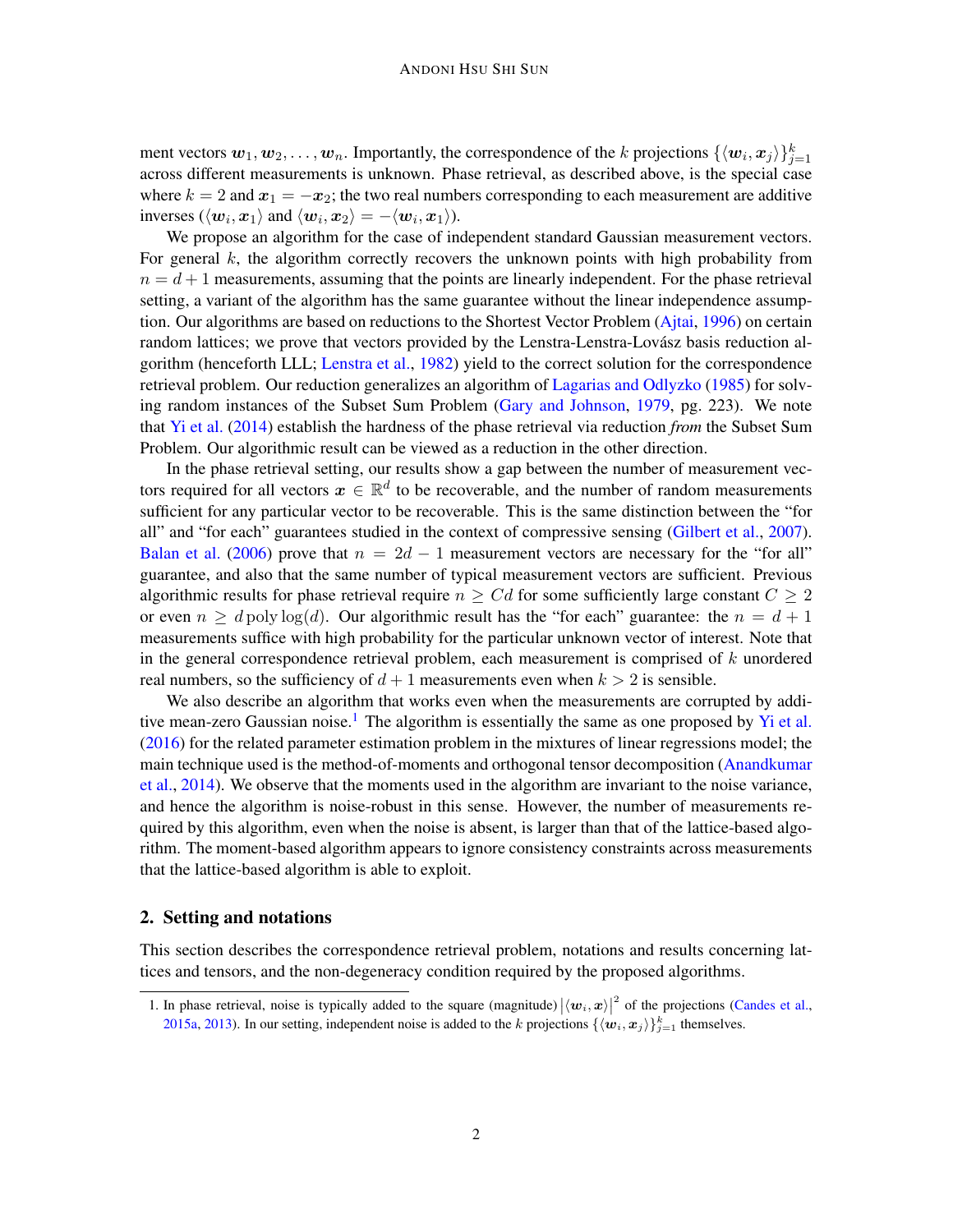ment vectors $\boldsymbol{w}_1, \boldsymbol{w}_2, \ldots, \boldsymbol{w}_n$. Importantly, the correspondence of the $k$ projections $\{\langle \boldsymbol{w}_i, \boldsymbol{x}_j \rangle\}_{j=1}^k$ across different measurements is unknown. Phase retrieval, as described above, is the special case where $k = 2$ and $\boldsymbol{x}_1 = -\boldsymbol{x}_2$; the two real numbers corresponding to each measurement are additive inverses ($\langle \boldsymbol{w}_i, \boldsymbol{x}_1 \rangle$ and $\langle \boldsymbol{w}_i, \boldsymbol{x}_2 \rangle = -\langle \boldsymbol{w}_i, \boldsymbol{x}_1 \rangle$).

We propose an algorithm for the case of independent standard Gaussian measurement vectors. For general $k$, the algorithm correctly recovers the unknown points with high probability from $n = d + 1$ measurements, assuming that the points are linearly independent. For the phase retrieval setting, a variant of the algorithm has the same guarantee without the linear independence assumption. Our algorithms are based on reductions to the Shortest Vector Problem (Ajtai, 1996) on certain random lattices; we prove that vectors provided by the Lenstra-Lenstra-Lovász basis reduction algorithm (henceforth LLL; Lenstra et al., 1982) yield to the correct solution for the correspondence retrieval problem. Our reduction generalizes an algorithm of Lagarias and Odlyzko (1985) for solving random instances of the Subset Sum Problem (Gary and Johnson, 1979, pg. 223). We note that Yi et al. (2014) establish the hardness of the phase retrieval via reduction *from* the Subset Sum Problem. Our algorithmic result can be viewed as a reduction in the other direction.

In the phase retrieval setting, our results show a gap between the number of measurement vectors required for all vectors $\boldsymbol{x} \in \mathbb{R}^d$ to be recoverable, and the number of random measurements sufficient for any particular vector to be recoverable. This is the same distinction between the "for all" and "for each" guarantees studied in the context of compressive sensing (Gilbert et al., 2007). Balan et al. (2006) prove that $n = 2d - 1$ measurement vectors are necessary for the "for all" guarantee, and also that the same number of typical measurement vectors are sufficient. Previous algorithmic results for phase retrieval require $n \geq Cd$ for some sufficiently large constant $C \geq 2$ or even $n \geq d \operatorname{poly}\log(d)$. Our algorithmic result has the "for each" guarantee: the $n = d + 1$ measurements suffice with high probability for the particular unknown vector of interest. Note that in the general correspondence retrieval problem, each measurement is comprised of $k$ unordered real numbers, so the sufficiency of $d + 1$ measurements even when $k > 2$ is sensible.

We also describe an algorithm that works even when the measurements are corrupted by additive mean-zero Gaussian noise.[1] The algorithm is essentially the same as one proposed by Yi et al. (2016) for the related parameter estimation problem in the mixtures of linear regressions model; the main technique used is the method-of-moments and orthogonal tensor decomposition (Anandkumar et al., 2014). We observe that the moments used in the algorithm are invariant to the noise variance, and hence the algorithm is noise-robust in this sense. However, the number of measurements required by this algorithm, even when the noise is absent, is larger than that of the lattice-based algorithm. The moment-based algorithm appears to ignore consistency constraints across measurements that the lattice-based algorithm is able to exploit.

## 2. Setting and notations

This section describes the correspondence retrieval problem, notations and results concerning lattices and tensors, and the non-degeneracy condition required by the proposed algorithms.

1. In phase retrieval, noise is typically added to the square (magnitude) $|\langle \boldsymbol{w}_i, \boldsymbol{x} \rangle|^2$ of the projections (Candes et al., 2015a, 2013). In our setting, independent noise is added to the $k$ projections $\{\langle \boldsymbol{w}_i, \boldsymbol{x}_j \rangle\}_{j=1}^k$ themselves.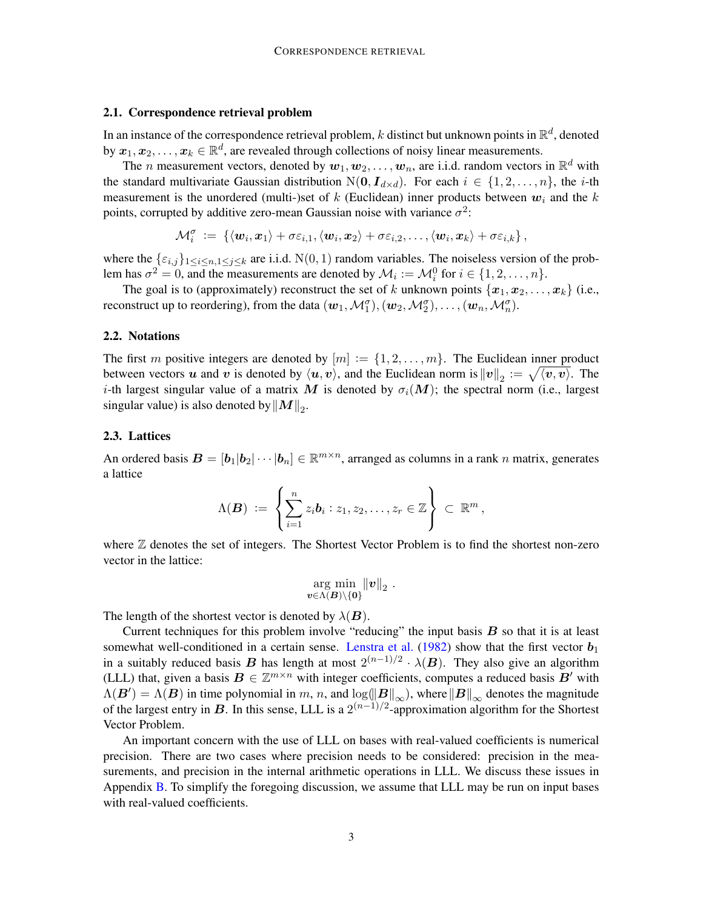### 2.1. Correspondence retrieval problem

In an instance of the correspondence retrieval problem, $k$ distinct but unknown points in $\mathbb{R}^d$, denoted by $\boldsymbol{x}_1, \boldsymbol{x}_2, \ldots, \boldsymbol{x}_k \in \mathbb{R}^d$, are revealed through collections of noisy linear measurements.

The $n$ measurement vectors, denoted by $\boldsymbol{w}_1, \boldsymbol{w}_2, \ldots, \boldsymbol{w}_n$, are i.i.d. random vectors in $\mathbb{R}^d$ with the standard multivariate Gaussian distribution $\mathrm{N}(\boldsymbol{0}, \boldsymbol{I}_{d\times d})$. For each $i \in \{1, 2, \ldots, n\}$, the $i$-th measurement is the unordered (multi-)set of $k$ (Euclidean) inner products between $\boldsymbol{w}_i$ and the $k$ points, corrupted by additive zero-mean Gaussian noise with variance $\sigma^2$:

$$\mathcal{M}_i^\sigma \; := \; \{\langle \boldsymbol{w}_i, \boldsymbol{x}_1\rangle + \sigma\varepsilon_{i,1}, \langle \boldsymbol{w}_i, \boldsymbol{x}_2\rangle + \sigma\varepsilon_{i,2}, \ldots, \langle \boldsymbol{w}_i, \boldsymbol{x}_k\rangle + \sigma\varepsilon_{i,k}\} \, ,$$

where the $\{\varepsilon_{i,j}\}_{1\leq i\leq n, 1\leq j\leq k}$ are i.i.d. $\mathrm{N}(0,1)$ random variables. The noiseless version of the problem has $\sigma^2 = 0$, and the measurements are denoted by $\mathcal{M}_i := \mathcal{M}_i^0$ for $i \in \{1, 2, \ldots, n\}$.

The goal is to (approximately) reconstruct the set of $k$ unknown points $\{\boldsymbol{x}_1, \boldsymbol{x}_2, \ldots, \boldsymbol{x}_k\}$ (i.e., reconstruct up to reordering), from the data $(\boldsymbol{w}_1, \mathcal{M}_1^\sigma), (\boldsymbol{w}_2, \mathcal{M}_2^\sigma), \ldots, (\boldsymbol{w}_n, \mathcal{M}_n^\sigma)$.

### 2.2. Notations

The first $m$ positive integers are denoted by $[m] := \{1, 2, \ldots, m\}$. The Euclidean inner product between vectors $\boldsymbol{u}$ and $\boldsymbol{v}$ is denoted by $\langle \boldsymbol{u}, \boldsymbol{v}\rangle$, and the Euclidean norm is $\|\boldsymbol{v}\|_2 := \sqrt{\langle \boldsymbol{v}, \boldsymbol{v}\rangle}$. The $i$-th largest singular value of a matrix $\boldsymbol{M}$ is denoted by $\sigma_i(\boldsymbol{M})$; the spectral norm (i.e., largest singular value) is also denoted by $\|\boldsymbol{M}\|_2$.

### 2.3. Lattices

An ordered basis $\boldsymbol{B} = [\boldsymbol{b}_1|\boldsymbol{b}_2|\cdots|\boldsymbol{b}_n] \in \mathbb{R}^{m\times n}$, arranged as columns in a rank $n$ matrix, generates a lattice

$$\Lambda(\boldsymbol{B}) \; := \; \left\{ \sum_{i=1}^{n} z_i \boldsymbol{b}_i : z_1, z_2, \ldots, z_r \in \mathbb{Z} \right\} \; \subset \; \mathbb{R}^m \, ,$$

where $\mathbb{Z}$ denotes the set of integers. The Shortest Vector Problem is to find the shortest non-zero vector in the lattice:

$$\underset{\boldsymbol{v}\in\Lambda(\boldsymbol{B})\setminus\{\boldsymbol{0}\}}{\arg\min} \; \|\boldsymbol{v}\|_2 \; .$$

The length of the shortest vector is denoted by $\lambda(\boldsymbol{B})$.

Current techniques for this problem involve "reducing" the input basis $\boldsymbol{B}$ so that it is at least somewhat well-conditioned in a certain sense. Lenstra et al. (1982) show that the first vector $\boldsymbol{b}_1$ in a suitably reduced basis $\boldsymbol{B}$ has length at most $2^{(n-1)/2} \cdot \lambda(\boldsymbol{B})$. They also give an algorithm (LLL) that, given a basis $\boldsymbol{B} \in \mathbb{Z}^{m\times n}$ with integer coefficients, computes a reduced basis $\boldsymbol{B}'$ with $\Lambda(\boldsymbol{B}') = \Lambda(\boldsymbol{B})$ in time polynomial in $m$, $n$, and $\log(\|\boldsymbol{B}\|_\infty)$, where $\|\boldsymbol{B}\|_\infty$ denotes the magnitude of the largest entry in $\boldsymbol{B}$. In this sense, LLL is a $2^{(n-1)/2}$-approximation algorithm for the Shortest Vector Problem.

An important concern with the use of LLL on bases with real-valued coefficients is numerical precision. There are two cases where precision needs to be considered: precision in the measurements, and precision in the internal arithmetic operations in LLL. We discuss these issues in Appendix B. To simplify the foregoing discussion, we assume that LLL may be run on input bases with real-valued coefficients.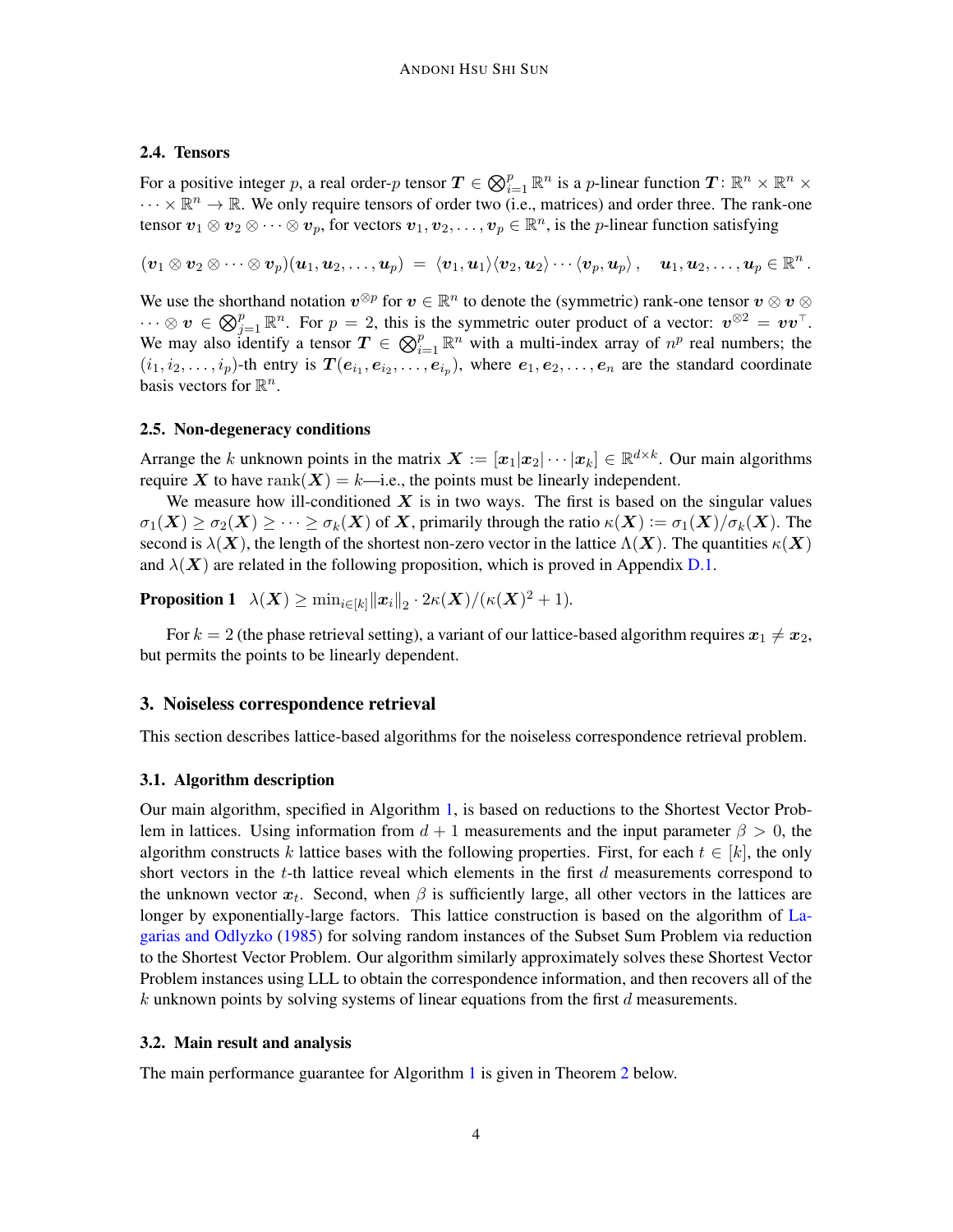### 2.4. Tensors

For a positive integer $p$, a real order-$p$ tensor $\boldsymbol{T} \in \bigotimes_{i=1}^{p} \mathbb{R}^n$ is a $p$-linear function $\boldsymbol{T} \colon \mathbb{R}^n \times \mathbb{R}^n \times \cdots \times \mathbb{R}^n \to \mathbb{R}$. We only require tensors of order two (i.e., matrices) and order three. The rank-one tensor $\boldsymbol{v}_1 \otimes \boldsymbol{v}_2 \otimes \cdots \otimes \boldsymbol{v}_p$, for vectors $\boldsymbol{v}_1, \boldsymbol{v}_2, \ldots, \boldsymbol{v}_p \in \mathbb{R}^n$, is the $p$-linear function satisfying

$$(\boldsymbol{v}_1 \otimes \boldsymbol{v}_2 \otimes \cdots \otimes \boldsymbol{v}_p)(\boldsymbol{u}_1, \boldsymbol{u}_2, \ldots, \boldsymbol{u}_p) \;=\; \langle \boldsymbol{v}_1, \boldsymbol{u}_1 \rangle \langle \boldsymbol{v}_2, \boldsymbol{u}_2 \rangle \cdots \langle \boldsymbol{v}_p, \boldsymbol{u}_p \rangle \,, \quad \boldsymbol{u}_1, \boldsymbol{u}_2, \ldots, \boldsymbol{u}_p \in \mathbb{R}^n \,.$$

We use the shorthand notation $\boldsymbol{v}^{\otimes p}$ for $\boldsymbol{v} \in \mathbb{R}^n$ to denote the (symmetric) rank-one tensor $\boldsymbol{v} \otimes \boldsymbol{v} \otimes \cdots \otimes \boldsymbol{v} \in \bigotimes_{j=1}^{p} \mathbb{R}^n$. For $p = 2$, this is the symmetric outer product of a vector: $\boldsymbol{v}^{\otimes 2} = \boldsymbol{v}\boldsymbol{v}^\top$. We may also identify a tensor $\boldsymbol{T} \in \bigotimes_{i=1}^{p} \mathbb{R}^n$ with a multi-index array of $n^p$ real numbers; the $(i_1, i_2, \ldots, i_p)$-th entry is $\boldsymbol{T}(\boldsymbol{e}_{i_1}, \boldsymbol{e}_{i_2}, \ldots, \boldsymbol{e}_{i_p})$, where $\boldsymbol{e}_1, \boldsymbol{e}_2, \ldots, \boldsymbol{e}_n$ are the standard coordinate basis vectors for $\mathbb{R}^n$.

### 2.5. Non-degeneracy conditions

Arrange the $k$ unknown points in the matrix $\boldsymbol{X} := [\boldsymbol{x}_1 | \boldsymbol{x}_2 | \cdots | \boldsymbol{x}_k] \in \mathbb{R}^{d \times k}$. Our main algorithms require $\boldsymbol{X}$ to have $\operatorname{rank}(\boldsymbol{X}) = k$—i.e., the points must be linearly independent.

We measure how ill-conditioned $\boldsymbol{X}$ is in two ways. The first is based on the singular values $\sigma_1(\boldsymbol{X}) \geq \sigma_2(\boldsymbol{X}) \geq \cdots \geq \sigma_k(\boldsymbol{X})$ of $\boldsymbol{X}$, primarily through the ratio $\kappa(\boldsymbol{X}) := \sigma_1(\boldsymbol{X})/\sigma_k(\boldsymbol{X})$. The second is $\lambda(\boldsymbol{X})$, the length of the shortest non-zero vector in the lattice $\Lambda(\boldsymbol{X})$. The quantities $\kappa(\boldsymbol{X})$ and $\lambda(\boldsymbol{X})$ are related in the following proposition, which is proved in Appendix D.1.

**Proposition 1** $\lambda(\boldsymbol{X}) \geq \min_{i \in [k]} \|\boldsymbol{x}_i\|_2 \cdot 2\kappa(\boldsymbol{X})/(\kappa(\boldsymbol{X})^2 + 1)$.

For $k = 2$ (the phase retrieval setting), a variant of our lattice-based algorithm requires $\boldsymbol{x}_1 \neq \boldsymbol{x}_2$, but permits the points to be linearly dependent.

## 3. Noiseless correspondence retrieval

This section describes lattice-based algorithms for the noiseless correspondence retrieval problem.

### 3.1. Algorithm description

Our main algorithm, specified in Algorithm 1, is based on reductions to the Shortest Vector Problem in lattices. Using information from $d + 1$ measurements and the input parameter $\beta > 0$, the algorithm constructs $k$ lattice bases with the following properties. First, for each $t \in [k]$, the only short vectors in the $t$-th lattice reveal which elements in the first $d$ measurements correspond to the unknown vector $\boldsymbol{x}_t$. Second, when $\beta$ is sufficiently large, all other vectors in the lattices are longer by exponentially-large factors. This lattice construction is based on the algorithm of Lagarias and Odlyzko (1985) for solving random instances of the Subset Sum Problem via reduction to the Shortest Vector Problem. Our algorithm similarly approximately solves these Shortest Vector Problem instances using LLL to obtain the correspondence information, and then recovers all of the $k$ unknown points by solving systems of linear equations from the first $d$ measurements.

### 3.2. Main result and analysis

The main performance guarantee for Algorithm 1 is given in Theorem 2 below.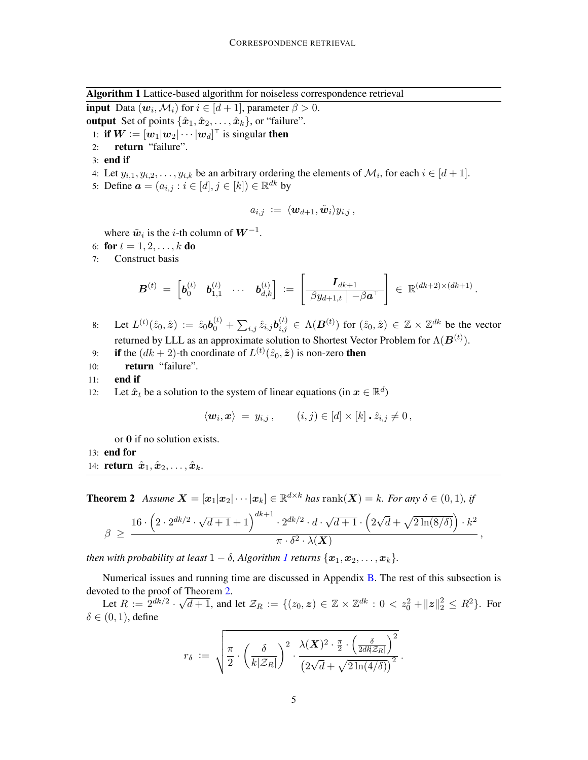**Algorithm 1** Lattice-based algorithm for noiseless correspondence retrieval

**input** Data $(\boldsymbol{w}_i, \mathcal{M}_i)$ for $i \in [d+1]$, parameter $\beta > 0$.

**output** Set of points $\{\hat{\boldsymbol{x}}_1, \hat{\boldsymbol{x}}_2, \ldots, \hat{\boldsymbol{x}}_k\}$, or "failure".

1: **if** $\boldsymbol{W} := [\boldsymbol{w}_1 | \boldsymbol{w}_2 | \cdots | \boldsymbol{w}_d]^\top$ is singular **then**

2: &nbsp;&nbsp;&nbsp;&nbsp;**return** "failure".

3: **end if**

4: Let $y_{i,1}, y_{i,2}, \ldots, y_{i,k}$ be an arbitrary ordering the elements of $\mathcal{M}_i$, for each $i \in [d+1]$.

5: Define $\boldsymbol{a} = (a_{i,j} : i \in [d], j \in [k]) \in \mathbb{R}^{dk}$ by

$$a_{i,j} \;:=\; \langle \boldsymbol{w}_{d+1}, \tilde{\boldsymbol{w}}_i \rangle y_{i,j} \,,$$

where $\tilde{\boldsymbol{w}}_i$ is the $i$-th column of $\boldsymbol{W}^{-1}$.

6: **for** $t = 1, 2, \ldots, k$ **do**

7: &nbsp;&nbsp;&nbsp;&nbsp;Construct basis

$$\boldsymbol{B}^{(t)} \;=\; \begin{bmatrix} \boldsymbol{b}_0^{(t)} & \boldsymbol{b}_{1,1}^{(t)} & \cdots & \boldsymbol{b}_{d,k}^{(t)} \end{bmatrix} \;:=\; \left[ \begin{array}{c|c} \multicolumn{2}{c}{\boldsymbol{I}_{dk+1}} \\ \hline \beta y_{d+1,t} & -\beta \boldsymbol{a}^\top \end{array} \right] \;\in\; \mathbb{R}^{(dk+2)\times(dk+1)} \,.$$

8: &nbsp;&nbsp;&nbsp;&nbsp;Let $L^{(t)}(\hat{z}_0, \hat{\boldsymbol{z}}) := \hat{z}_0 \boldsymbol{b}_0^{(t)} + \sum_{i,j} \hat{z}_{i,j} \boldsymbol{b}_{i,j}^{(t)} \in \Lambda(\boldsymbol{B}^{(t)})$ for $(\hat{z}_0, \hat{\boldsymbol{z}}) \in \mathbb{Z} \times \mathbb{Z}^{dk}$ be the vector returned by LLL as an approximate solution to Shortest Vector Problem for $\Lambda(\boldsymbol{B}^{(t)})$.

9: &nbsp;&nbsp;&nbsp;&nbsp;**if** the $(dk+2)$-th coordinate of $L^{(t)}(\hat{z}_0, \hat{\boldsymbol{z}})$ is non-zero **then**

10: &nbsp;&nbsp;&nbsp;&nbsp;&nbsp;&nbsp;&nbsp;&nbsp;**return** "failure".

11: &nbsp;&nbsp;&nbsp;&nbsp;**end if**

12: &nbsp;&nbsp;&nbsp;&nbsp;Let $\hat{\boldsymbol{x}}_t$ be a solution to the system of linear equations (in $\boldsymbol{x} \in \mathbb{R}^d$)

$$\langle \boldsymbol{w}_i, \boldsymbol{x} \rangle \;=\; y_{i,j} \,, \qquad (i,j) \in [d] \times [k] \,.\, \hat{z}_{i,j} \neq 0 \,,$$

or $\boldsymbol{0}$ if no solution exists.

13: **end for**

14: **return** $\hat{\boldsymbol{x}}_1, \hat{\boldsymbol{x}}_2, \ldots, \hat{\boldsymbol{x}}_k$.

**Theorem 2** *Assume $\boldsymbol{X} = [\boldsymbol{x}_1 | \boldsymbol{x}_2 | \cdots | \boldsymbol{x}_k] \in \mathbb{R}^{d \times k}$ has $\operatorname{rank}(\boldsymbol{X}) = k$. For any $\delta \in (0,1)$, if*

$$\beta \;\geq\; \frac{16 \cdot \left(2 \cdot 2^{dk/2} \cdot \sqrt{d+1} + 1\right)^{dk+1} \cdot 2^{dk/2} \cdot d \cdot \sqrt{d+1} \cdot \left(2\sqrt{d} + \sqrt{2 \ln(8/\delta)}\right) \cdot k^2}{\pi \cdot \delta^2 \cdot \lambda(\boldsymbol{X})} \,,$$

*then with probability at least $1 - \delta$, Algorithm 1 returns $\{\boldsymbol{x}_1, \boldsymbol{x}_2, \ldots, \boldsymbol{x}_k\}$.*

Numerical issues and running time are discussed in Appendix B. The rest of this subsection is devoted to the proof of Theorem 2.

Let $R := 2^{dk/2} \cdot \sqrt{d+1}$, and let $\mathcal{Z}_R := \{(z_0, \boldsymbol{z}) \in \mathbb{Z} \times \mathbb{Z}^{dk} : 0 < z_0^2 + \|\boldsymbol{z}\|_2^2 \leq R^2\}$. For $\delta \in (0,1)$, define

$$r_\delta \;:=\; \sqrt{\frac{\pi}{2} \cdot \left(\frac{\delta}{k|\mathcal{Z}_R|}\right)^2 \cdot \frac{\lambda(\boldsymbol{X})^2 \cdot \frac{\pi}{2} \cdot \left(\frac{\delta}{2dk|\mathcal{Z}_R|}\right)^2}{\left(2\sqrt{d} + \sqrt{2\ln(4/\delta)}\right)^2}} \,.$$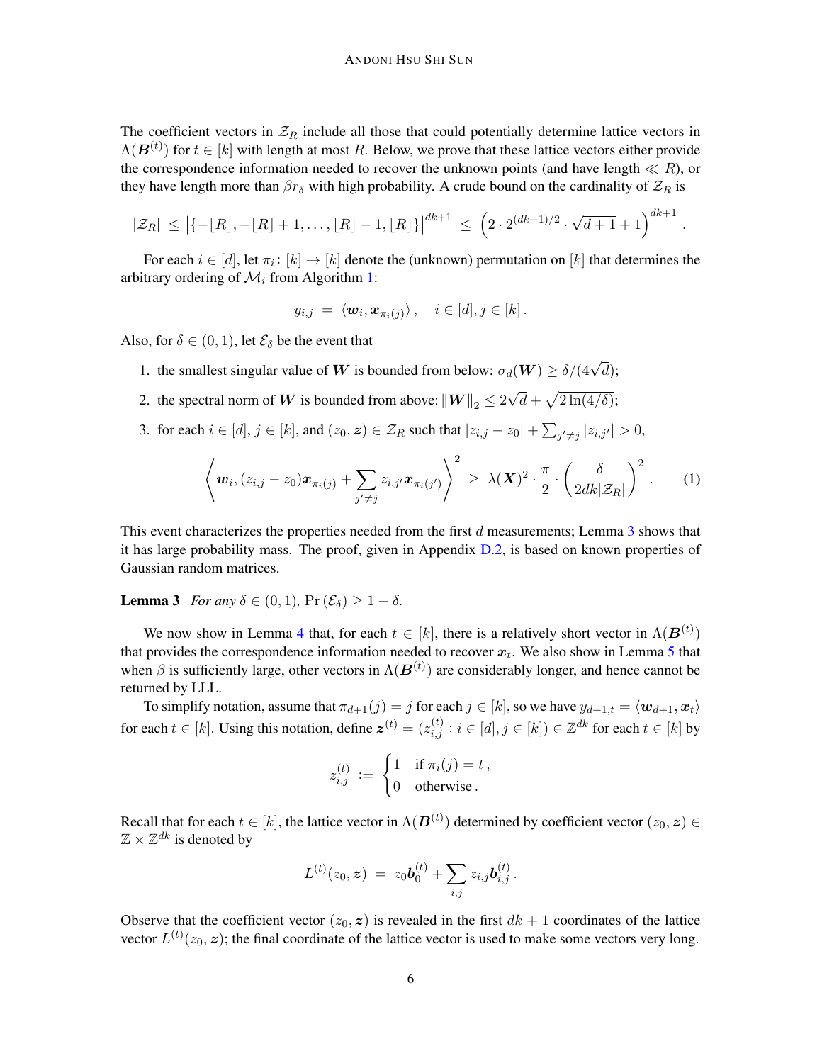The coefficient vectors in $\mathcal{Z}_R$ include all those that could potentially determine lattice vectors in $\Lambda(\boldsymbol{B}^{(t)})$ for $t \in [k]$ with length at most $R$. Below, we prove that these lattice vectors either provide the correspondence information needed to recover the unknown points (and have length $\ll R$), or they have length more than $\beta r_\delta$ with high probability. A crude bound on the cardinality of $\mathcal{Z}_R$ is

$$|\mathcal{Z}_R| \;\leq\; \left|\{-\lfloor R \rfloor, -\lfloor R \rfloor + 1, \ldots, \lfloor R \rfloor - 1, \lfloor R \rfloor\}\right|^{dk+1} \;\leq\; \left(2 \cdot 2^{(dk+1)/2} \cdot \sqrt{d+1} + 1\right)^{dk+1}.$$

For each $i \in [d]$, let $\pi_i \colon [k] \to [k]$ denote the (unknown) permutation on $[k]$ that determines the arbitrary ordering of $\mathcal{M}_i$ from Algorithm 1:

$$y_{i,j} \;=\; \langle \boldsymbol{w}_i, \boldsymbol{x}_{\pi_i(j)} \rangle, \quad i \in [d], j \in [k].$$

Also, for $\delta \in (0,1)$, let $\mathcal{E}_\delta$ be the event that

1. the smallest singular value of $\boldsymbol{W}$ is bounded from below: $\sigma_d(\boldsymbol{W}) \geq \delta/(4\sqrt{d})$;
2. the spectral norm of $\boldsymbol{W}$ is bounded from above: $\|\boldsymbol{W}\|_2 \leq 2\sqrt{d} + \sqrt{2\ln(4/\delta)}$;
3. for each $i \in [d]$, $j \in [k]$, and $(z_0, \boldsymbol{z}) \in \mathcal{Z}_R$ such that $|z_{i,j} - z_0| + \sum_{j' \neq j} |z_{i,j'}| > 0$,

$$\left\langle \boldsymbol{w}_i, (z_{i,j} - z_0)\boldsymbol{x}_{\pi_i(j)} + \sum_{j' \neq j} z_{i,j'} \boldsymbol{x}_{\pi_i(j')} \right\rangle^2 \;\geq\; \lambda(\boldsymbol{X})^2 \cdot \frac{\pi}{2} \cdot \left(\frac{\delta}{2dk|\mathcal{Z}_R|}\right)^2. \tag{1}$$

This event characterizes the properties needed from the first $d$ measurements; Lemma 3 shows that it has large probability mass. The proof, given in Appendix D.2, is based on known properties of Gaussian random matrices.

**Lemma 3** *For any $\delta \in (0,1)$, $\Pr(\mathcal{E}_\delta) \geq 1 - \delta$.*

We now show in Lemma 4 that, for each $t \in [k]$, there is a relatively short vector in $\Lambda(\boldsymbol{B}^{(t)})$ that provides the correspondence information needed to recover $\boldsymbol{x}_t$. We also show in Lemma 5 that when $\beta$ is sufficiently large, other vectors in $\Lambda(\boldsymbol{B}^{(t)})$ are considerably longer, and hence cannot be returned by LLL.

To simplify notation, assume that $\pi_{d+1}(j) = j$ for each $j \in [k]$, so we have $y_{d+1,t} = \langle \boldsymbol{w}_{d+1}, \boldsymbol{x}_t \rangle$ for each $t \in [k]$. Using this notation, define $\boldsymbol{z}^{(t)} = (z^{(t)}_{i,j} : i \in [d], j \in [k]) \in \mathbb{Z}^{dk}$ for each $t \in [k]$ by

$$z^{(t)}_{i,j} \;:=\; \begin{cases} 1 & \text{if } \pi_i(j) = t\,, \\ 0 & \text{otherwise}\,. \end{cases}$$

Recall that for each $t \in [k]$, the lattice vector in $\Lambda(\boldsymbol{B}^{(t)})$ determined by coefficient vector $(z_0, \boldsymbol{z}) \in \mathbb{Z} \times \mathbb{Z}^{dk}$ is denoted by

$$L^{(t)}(z_0, \boldsymbol{z}) \;=\; z_0 \boldsymbol{b}^{(t)}_0 + \sum_{i,j} z_{i,j} \boldsymbol{b}^{(t)}_{i,j}\,.$$

Observe that the coefficient vector $(z_0, \boldsymbol{z})$ is revealed in the first $dk + 1$ coordinates of the lattice vector $L^{(t)}(z_0, \boldsymbol{z})$; the final coordinate of the lattice vector is used to make some vectors very long.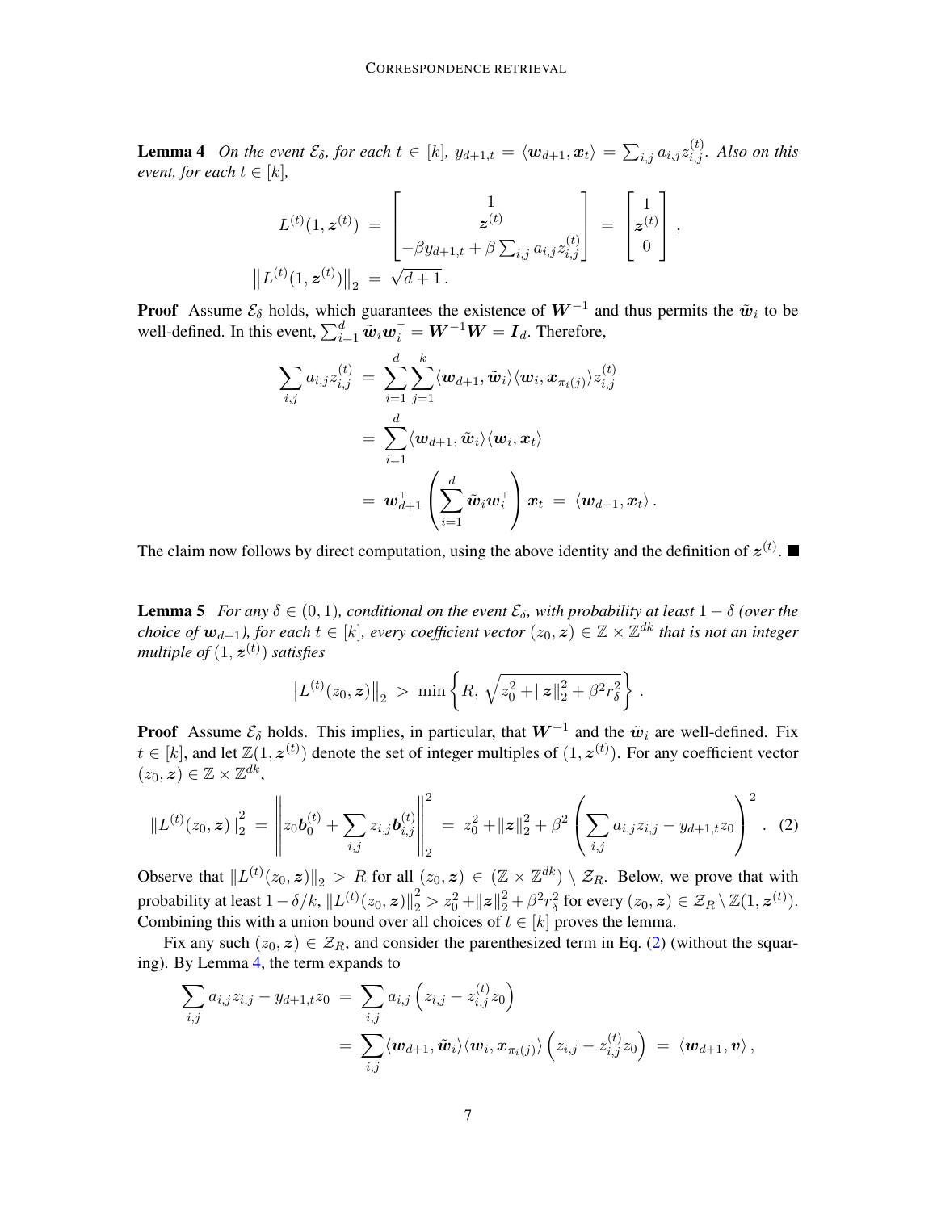**Lemma 4** *On the event $\mathcal{E}_\delta$, for each $t \in [k]$, $y_{d+1,t} = \langle \boldsymbol{w}_{d+1}, \boldsymbol{x}_t \rangle = \sum_{i,j} a_{i,j} z_{i,j}^{(t)}$. Also on this event, for each $t \in [k]$,*

$$
\begin{aligned}
L^{(t)}(1, \boldsymbol{z}^{(t)}) \;&=\; \begin{bmatrix} 1 \\ \boldsymbol{z}^{(t)} \\ -\beta y_{d+1,t} + \beta \sum_{i,j} a_{i,j} z_{i,j}^{(t)} \end{bmatrix} \;=\; \begin{bmatrix} 1 \\ \boldsymbol{z}^{(t)} \\ 0 \end{bmatrix}, \\
\left\| L^{(t)}(1, \boldsymbol{z}^{(t)}) \right\|_2 \;&=\; \sqrt{d+1}\,.
\end{aligned}
$$

**Proof** Assume $\mathcal{E}_\delta$ holds, which guarantees the existence of $\boldsymbol{W}^{-1}$ and thus permits the $\tilde{\boldsymbol{w}}_i$ to be well-defined. In this event, $\sum_{i=1}^{d} \tilde{\boldsymbol{w}}_i \boldsymbol{w}_i^\top = \boldsymbol{W}^{-1}\boldsymbol{W} = \boldsymbol{I}_d$. Therefore,

$$
\begin{aligned}
\sum_{i,j} a_{i,j} z_{i,j}^{(t)} \;&=\; \sum_{i=1}^{d}\sum_{j=1}^{k} \langle \boldsymbol{w}_{d+1}, \tilde{\boldsymbol{w}}_i \rangle \langle \boldsymbol{w}_i, \boldsymbol{x}_{\pi_i(j)} \rangle z_{i,j}^{(t)} \\
&=\; \sum_{i=1}^{d} \langle \boldsymbol{w}_{d+1}, \tilde{\boldsymbol{w}}_i \rangle \langle \boldsymbol{w}_i, \boldsymbol{x}_t \rangle \\
&=\; \boldsymbol{w}_{d+1}^\top \left( \sum_{i=1}^{d} \tilde{\boldsymbol{w}}_i \boldsymbol{w}_i^\top \right) \boldsymbol{x}_t \;=\; \langle \boldsymbol{w}_{d+1}, \boldsymbol{x}_t \rangle\,.
\end{aligned}
$$

The claim now follows by direct computation, using the above identity and the definition of $\boldsymbol{z}^{(t)}$. ■

**Lemma 5** *For any $\delta \in (0,1)$, conditional on the event $\mathcal{E}_\delta$, with probability at least $1-\delta$ (over the choice of $\boldsymbol{w}_{d+1}$), for each $t \in [k]$, every coefficient vector $(z_0, \boldsymbol{z}) \in \mathbb{Z} \times \mathbb{Z}^{dk}$ that is not an integer multiple of $(1, \boldsymbol{z}^{(t)})$ satisfies*

$$
\left\| L^{(t)}(z_0, \boldsymbol{z}) \right\|_2 \;>\; \min\left\{ R,\ \sqrt{z_0^2 + \|\boldsymbol{z}\|_2^2 + \beta^2 r_\delta^2} \right\}.
$$

**Proof** Assume $\mathcal{E}_\delta$ holds. This implies, in particular, that $\boldsymbol{W}^{-1}$ and the $\tilde{\boldsymbol{w}}_i$ are well-defined. Fix $t \in [k]$, and let $\mathbb{Z}(1, \boldsymbol{z}^{(t)})$ denote the set of integer multiples of $(1, \boldsymbol{z}^{(t)})$. For any coefficient vector $(z_0, \boldsymbol{z}) \in \mathbb{Z} \times \mathbb{Z}^{dk}$,

$$
\|L^{(t)}(z_0, \boldsymbol{z})\|_2^2 \;=\; \left\| z_0 \boldsymbol{b}_0^{(t)} + \sum_{i,j} z_{i,j} \boldsymbol{b}_{i,j}^{(t)} \right\|_2^2 \;=\; z_0^2 + \|\boldsymbol{z}\|_2^2 + \beta^2 \left( \sum_{i,j} a_{i,j} z_{i,j} - y_{d+1,t} z_0 \right)^2. \quad (2)
$$

Observe that $\|L^{(t)}(z_0, \boldsymbol{z})\|_2 > R$ for all $(z_0, \boldsymbol{z}) \in (\mathbb{Z} \times \mathbb{Z}^{dk}) \setminus \mathcal{Z}_R$. Below, we prove that with probability at least $1 - \delta/k$, $\|L^{(t)}(z_0, \boldsymbol{z})\|_2^2 > z_0^2 + \|\boldsymbol{z}\|_2^2 + \beta^2 r_\delta^2$ for every $(z_0, \boldsymbol{z}) \in \mathcal{Z}_R \setminus \mathbb{Z}(1, \boldsymbol{z}^{(t)})$. Combining this with a union bound over all choices of $t \in [k]$ proves the lemma.

Fix any such $(z_0, \boldsymbol{z}) \in \mathcal{Z}_R$, and consider the parenthesized term in Eq. (2) (without the squaring). By Lemma 4, the term expands to

$$
\begin{aligned}
\sum_{i,j} a_{i,j} z_{i,j} - y_{d+1,t} z_0 \;&=\; \sum_{i,j} a_{i,j} \left( z_{i,j} - z_{i,j}^{(t)} z_0 \right) \\
&=\; \sum_{i,j} \langle \boldsymbol{w}_{d+1}, \tilde{\boldsymbol{w}}_i \rangle \langle \boldsymbol{w}_i, \boldsymbol{x}_{\pi_i(j)} \rangle \left( z_{i,j} - z_{i,j}^{(t)} z_0 \right) \;=\; \langle \boldsymbol{w}_{d+1}, \boldsymbol{v} \rangle\,,
\end{aligned}
$$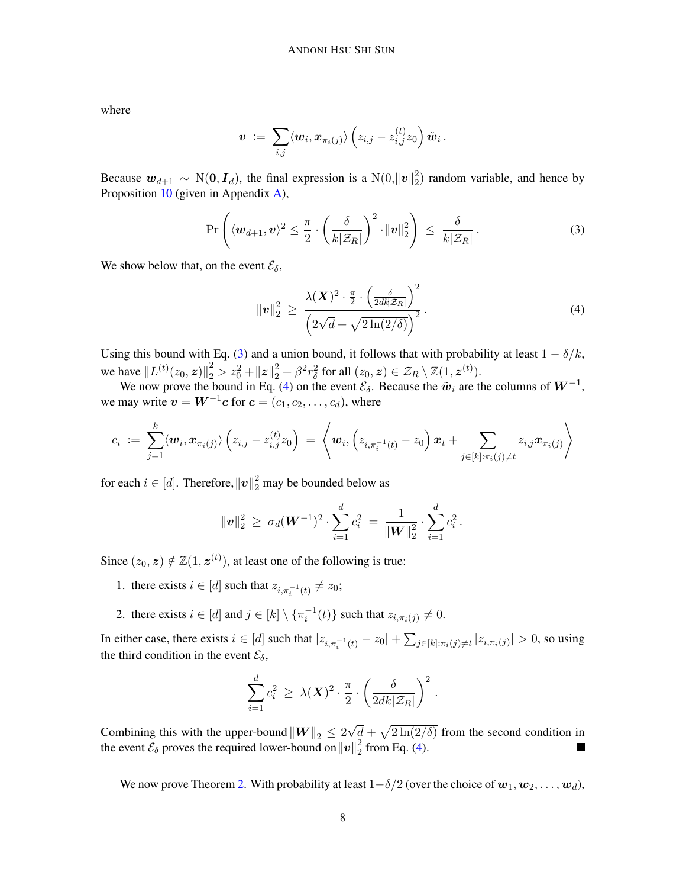where

$$\boldsymbol{v} \;:=\; \sum_{i,j} \langle \boldsymbol{w}_i, \boldsymbol{x}_{\pi_i(j)} \rangle \left( z_{i,j} - z_{i,j}^{(t)} z_0 \right) \tilde{\boldsymbol{w}}_i \,.$$

Because $\boldsymbol{w}_{d+1} \sim \mathrm{N}(\boldsymbol{0}, \boldsymbol{I}_d)$, the final expression is a $\mathrm{N}(0, \|\boldsymbol{v}\|_2^2)$ random variable, and hence by Proposition 10 (given in Appendix A),

$$\Pr\left( \langle \boldsymbol{w}_{d+1}, \boldsymbol{v} \rangle^2 \le \frac{\pi}{2} \cdot \left( \frac{\delta}{k|\mathcal{Z}_R|} \right)^2 \cdot \|\boldsymbol{v}\|_2^2 \right) \;\le\; \frac{\delta}{k|\mathcal{Z}_R|} \,. \tag{3}$$

We show below that, on the event $\mathcal{E}_\delta$,

$$\|\boldsymbol{v}\|_2^2 \;\ge\; \frac{\lambda(\boldsymbol{X})^2 \cdot \frac{\pi}{2} \cdot \left( \frac{\delta}{2dk|\mathcal{Z}_R|} \right)^2}{\left( 2\sqrt{d} + \sqrt{2\ln(2/\delta)} \right)^2} \,. \tag{4}$$

Using this bound with Eq. (3) and a union bound, it follows that with probability at least $1 - \delta/k$, we have $\|L^{(t)}(z_0, \boldsymbol{z})\|_2^2 > z_0^2 + \|\boldsymbol{z}\|_2^2 + \beta^2 r_\delta^2$ for all $(z_0, \boldsymbol{z}) \in \mathcal{Z}_R \setminus \mathbb{Z}(1, \boldsymbol{z}^{(t)})$.

We now prove the bound in Eq. (4) on the event $\mathcal{E}_\delta$. Because the $\tilde{\boldsymbol{w}}_i$ are the columns of $\boldsymbol{W}^{-1}$, we may write $\boldsymbol{v} = \boldsymbol{W}^{-1}\boldsymbol{c}$ for $\boldsymbol{c} = (c_1, c_2, \ldots, c_d)$, where

$$c_i \;:=\; \sum_{j=1}^{k} \langle \boldsymbol{w}_i, \boldsymbol{x}_{\pi_i(j)} \rangle \left( z_{i,j} - z_{i,j}^{(t)} z_0 \right) \;=\; \left\langle \boldsymbol{w}_i, \left( z_{i,\pi_i^{-1}(t)} - z_0 \right) \boldsymbol{x}_t + \sum_{j \in [k] : \pi_i(j) \ne t} z_{i,j} \boldsymbol{x}_{\pi_i(j)} \right\rangle$$

for each $i \in [d]$. Therefore, $\|\boldsymbol{v}\|_2^2$ may be bounded below as

$$\|\boldsymbol{v}\|_2^2 \;\ge\; \sigma_d(\boldsymbol{W}^{-1})^2 \cdot \sum_{i=1}^{d} c_i^2 \;=\; \frac{1}{\|\boldsymbol{W}\|_2^2} \cdot \sum_{i=1}^{d} c_i^2 \,.$$

Since $(z_0, \boldsymbol{z}) \notin \mathbb{Z}(1, \boldsymbol{z}^{(t)})$, at least one of the following is true:

1. there exists $i \in [d]$ such that $z_{i,\pi_i^{-1}(t)} \ne z_0$;
2. there exists $i \in [d]$ and $j \in [k] \setminus \{\pi_i^{-1}(t)\}$ such that $z_{i,\pi_i(j)} \ne 0$.

In either case, there exists $i \in [d]$ such that $|z_{i,\pi_i^{-1}(t)} - z_0| + \sum_{j \in [k]:\pi_i(j) \ne t} |z_{i,\pi_i(j)}| > 0$, so using the third condition in the event $\mathcal{E}_\delta$,

$$\sum_{i=1}^{d} c_i^2 \;\ge\; \lambda(\boldsymbol{X})^2 \cdot \frac{\pi}{2} \cdot \left( \frac{\delta}{2dk|\mathcal{Z}_R|} \right)^2 \,.$$

Combining this with the upper-bound $\|\boldsymbol{W}\|_2 \le 2\sqrt{d} + \sqrt{2\ln(2/\delta)}$ from the second condition in the event $\mathcal{E}_\delta$ proves the required lower-bound on $\|\boldsymbol{v}\|_2^2$ from Eq. (4). ∎

We now prove Theorem 2. With probability at least $1-\delta/2$ (over the choice of $\boldsymbol{w}_1, \boldsymbol{w}_2, \ldots, \boldsymbol{w}_d$),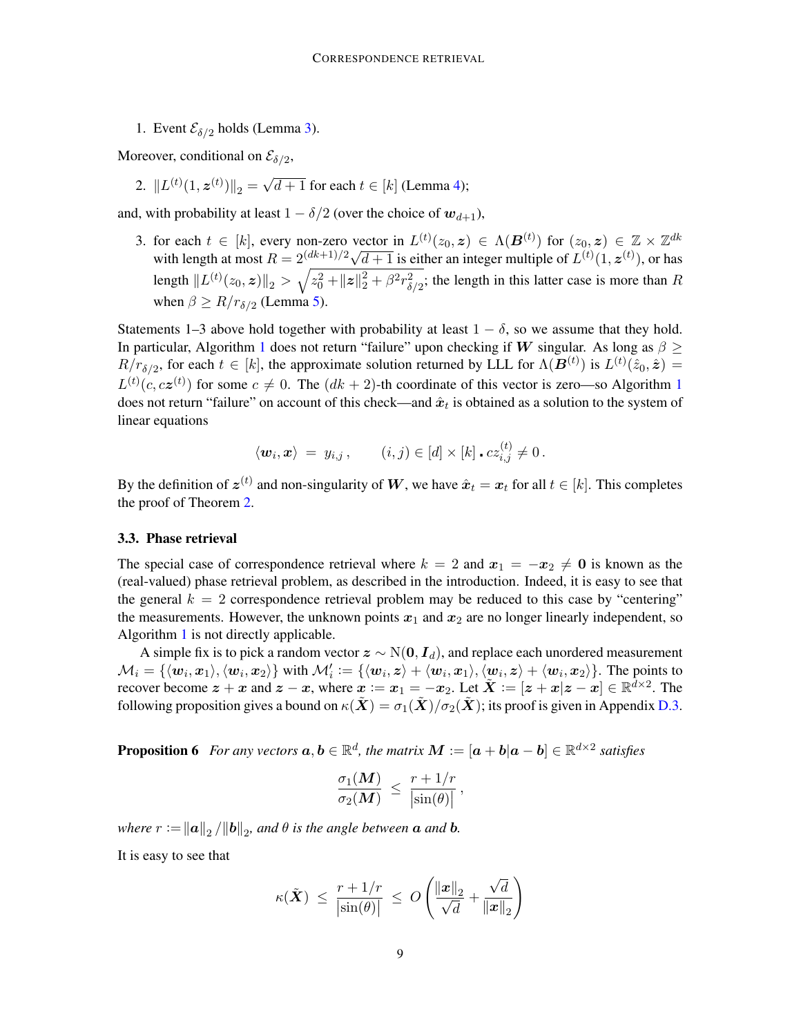1. Event $\mathcal{E}_{\delta/2}$ holds (Lemma 3).

Moreover, conditional on $\mathcal{E}_{\delta/2}$,

2. $\|L^{(t)}(1, \boldsymbol{z}^{(t)})\|_2 = \sqrt{d+1}$ for each $t \in [k]$ (Lemma 4);

and, with probability at least $1 - \delta/2$ (over the choice of $\boldsymbol{w}_{d+1}$),

3. for each $t \in [k]$, every non-zero vector in $L^{(t)}(z_0, \boldsymbol{z}) \in \Lambda(\boldsymbol{B}^{(t)})$ for $(z_0, \boldsymbol{z}) \in \mathbb{Z} \times \mathbb{Z}^{dk}$ with length at most $R = 2^{(dk+1)/2}\sqrt{d+1}$ is either an integer multiple of $L^{(t)}(1, \boldsymbol{z}^{(t)})$, or has length $\|L^{(t)}(z_0, \boldsymbol{z})\|_2 > \sqrt{z_0^2 + \|\boldsymbol{z}\|_2^2 + \beta^2 r_{\delta/2}^2}$; the length in this latter case is more than $R$ when $\beta \geq R/r_{\delta/2}$ (Lemma 5).

Statements 1–3 above hold together with probability at least $1 - \delta$, so we assume that they hold. In particular, Algorithm 1 does not return "failure" upon checking if $\boldsymbol{W}$ singular. As long as $\beta \geq R/r_{\delta/2}$, for each $t \in [k]$, the approximate solution returned by LLL for $\Lambda(\boldsymbol{B}^{(t)})$ is $L^{(t)}(\hat{z}_0, \hat{\boldsymbol{z}}) = L^{(t)}(c, c\boldsymbol{z}^{(t)})$ for some $c \neq 0$. The $(dk+2)$-th coordinate of this vector is zero—so Algorithm 1 does not return "failure" on account of this check—and $\hat{\boldsymbol{x}}_t$ is obtained as a solution to the system of linear equations

$$\langle \boldsymbol{w}_i, \boldsymbol{x} \rangle \;=\; y_{i,j}\,, \qquad (i,j) \in [d] \times [k] \,\mathbf{.}\, c z_{i,j}^{(t)} \neq 0\,.$$

By the definition of $\boldsymbol{z}^{(t)}$ and non-singularity of $\boldsymbol{W}$, we have $\hat{\boldsymbol{x}}_t = \boldsymbol{x}_t$ for all $t \in [k]$. This completes the proof of Theorem 2.

### 3.3. Phase retrieval

The special case of correspondence retrieval where $k = 2$ and $\boldsymbol{x}_1 = -\boldsymbol{x}_2 \neq \boldsymbol{0}$ is known as the (real-valued) phase retrieval problem, as described in the introduction. Indeed, it is easy to see that the general $k = 2$ correspondence retrieval problem may be reduced to this case by "centering" the measurements. However, the unknown points $\boldsymbol{x}_1$ and $\boldsymbol{x}_2$ are no longer linearly independent, so Algorithm 1 is not directly applicable.

A simple fix is to pick a random vector $\boldsymbol{z} \sim \mathrm{N}(\boldsymbol{0}, \boldsymbol{I}_d)$, and replace each unordered measurement $\mathcal{M}_i = \{\langle \boldsymbol{w}_i, \boldsymbol{x}_1 \rangle, \langle \boldsymbol{w}_i, \boldsymbol{x}_2 \rangle\}$ with $\mathcal{M}_i' := \{\langle \boldsymbol{w}_i, \boldsymbol{z} \rangle + \langle \boldsymbol{w}_i, \boldsymbol{x}_1 \rangle, \langle \boldsymbol{w}_i, \boldsymbol{z} \rangle + \langle \boldsymbol{w}_i, \boldsymbol{x}_2 \rangle\}$. The points to recover become $\boldsymbol{z} + \boldsymbol{x}$ and $\boldsymbol{z} - \boldsymbol{x}$, where $\boldsymbol{x} := \boldsymbol{x}_1 = -\boldsymbol{x}_2$. Let $\tilde{\boldsymbol{X}} := [\boldsymbol{z} + \boldsymbol{x} | \boldsymbol{z} - \boldsymbol{x}] \in \mathbb{R}^{d \times 2}$. The following proposition gives a bound on $\kappa(\tilde{\boldsymbol{X}}) = \sigma_1(\tilde{\boldsymbol{X}})/\sigma_2(\tilde{\boldsymbol{X}})$; its proof is given in Appendix D.3.

**Proposition 6** *For any vectors $\boldsymbol{a}, \boldsymbol{b} \in \mathbb{R}^d$, the matrix $\boldsymbol{M} := [\boldsymbol{a} + \boldsymbol{b} | \boldsymbol{a} - \boldsymbol{b}] \in \mathbb{R}^{d \times 2}$ satisfies*

$$\frac{\sigma_1(\boldsymbol{M})}{\sigma_2(\boldsymbol{M})} \;\leq\; \frac{r + 1/r}{|\sin(\theta)|}\,,$$

*where $r := \|\boldsymbol{a}\|_2 / \|\boldsymbol{b}\|_2$, and $\theta$ is the angle between $\boldsymbol{a}$ and $\boldsymbol{b}$.*

It is easy to see that

$$\kappa(\tilde{\boldsymbol{X}}) \;\leq\; \frac{r + 1/r}{|\sin(\theta)|} \;\leq\; O\left(\frac{\|\boldsymbol{x}\|_2}{\sqrt{d}} + \frac{\sqrt{d}}{\|\boldsymbol{x}\|_2}\right)$$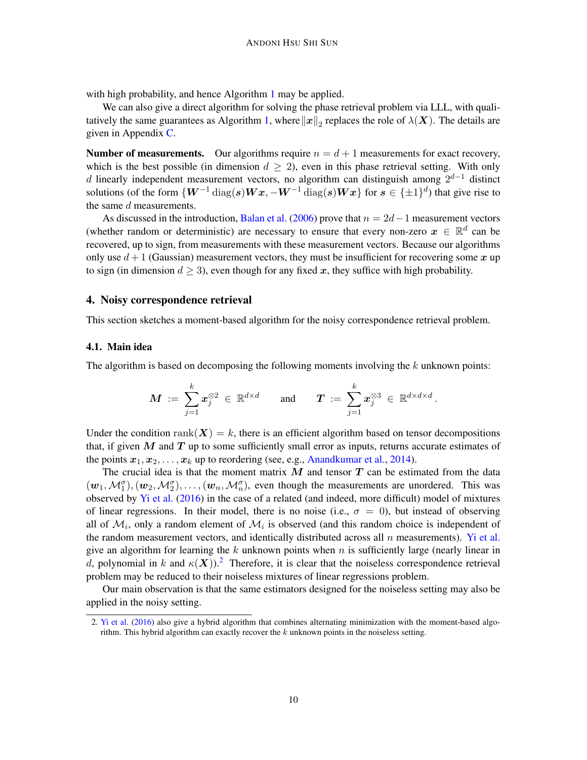with high probability, and hence Algorithm 1 may be applied.

We can also give a direct algorithm for solving the phase retrieval problem via LLL, with qualitatively the same guarantees as Algorithm 1, where $\|\boldsymbol{x}\|_2$ replaces the role of $\lambda(\boldsymbol{X})$. The details are given in Appendix C.

**Number of measurements.** Our algorithms require $n = d + 1$ measurements for exact recovery, which is the best possible (in dimension $d \geq 2$), even in this phase retrieval setting. With only $d$ linearly independent measurement vectors, no algorithm can distinguish among $2^{d-1}$ distinct solutions (of the form $\{\boldsymbol{W}^{-1} \operatorname{diag}(\boldsymbol{s}) \boldsymbol{W} \boldsymbol{x}, -\boldsymbol{W}^{-1} \operatorname{diag}(\boldsymbol{s}) \boldsymbol{W} \boldsymbol{x}\}$ for $\boldsymbol{s} \in \{\pm 1\}^d$) that give rise to the same $d$ measurements.

As discussed in the introduction, Balan et al. (2006) prove that $n = 2d - 1$ measurement vectors (whether random or deterministic) are necessary to ensure that every non-zero $\boldsymbol{x} \in \mathbb{R}^d$ can be recovered, up to sign, from measurements with these measurement vectors. Because our algorithms only use $d + 1$ (Gaussian) measurement vectors, they must be insufficient for recovering some $\boldsymbol{x}$ up to sign (in dimension $d \geq 3$), even though for any fixed $\boldsymbol{x}$, they suffice with high probability.

## 4. Noisy correspondence retrieval

This section sketches a moment-based algorithm for the noisy correspondence retrieval problem.

### 4.1. Main idea

The algorithm is based on decomposing the following moments involving the $k$ unknown points:

$$\boldsymbol{M} := \sum_{j=1}^{k} \boldsymbol{x}_j^{\otimes 2} \in \mathbb{R}^{d \times d} \qquad \text{and} \qquad \boldsymbol{T} := \sum_{j=1}^{k} \boldsymbol{x}_j^{\otimes 3} \in \mathbb{R}^{d \times d \times d}.$$

Under the condition $\operatorname{rank}(\boldsymbol{X}) = k$, there is an efficient algorithm based on tensor decompositions that, if given $\boldsymbol{M}$ and $\boldsymbol{T}$ up to some sufficiently small error as inputs, returns accurate estimates of the points $\boldsymbol{x}_1, \boldsymbol{x}_2, \ldots, \boldsymbol{x}_k$ up to reordering (see, e.g., Anandkumar et al., 2014).

The crucial idea is that the moment matrix $\boldsymbol{M}$ and tensor $\boldsymbol{T}$ can be estimated from the data $(\boldsymbol{w}_1, \mathcal{M}_1^\sigma), (\boldsymbol{w}_2, \mathcal{M}_2^\sigma), \ldots, (\boldsymbol{w}_n, \mathcal{M}_n^\sigma)$, even though the measurements are unordered. This was observed by Yi et al. (2016) in the case of a related (and indeed, more difficult) model of mixtures of linear regressions. In their model, there is no noise (i.e., $\sigma = 0$), but instead of observing all of $\mathcal{M}_i$, only a random element of $\mathcal{M}_i$ is observed (and this random choice is independent of the random measurement vectors, and identically distributed across all $n$ measurements). Yi et al. give an algorithm for learning the $k$ unknown points when $n$ is sufficiently large (nearly linear in $d$, polynomial in $k$ and $\kappa(\boldsymbol{X})$).[2] Therefore, it is clear that the noiseless correspondence retrieval problem may be reduced to their noiseless mixtures of linear regressions problem.

Our main observation is that the same estimators designed for the noiseless setting may also be applied in the noisy setting.

---

2. Yi et al. (2016) also give a hybrid algorithm that combines alternating minimization with the moment-based algorithm. This hybrid algorithm can exactly recover the $k$ unknown points in the noiseless setting.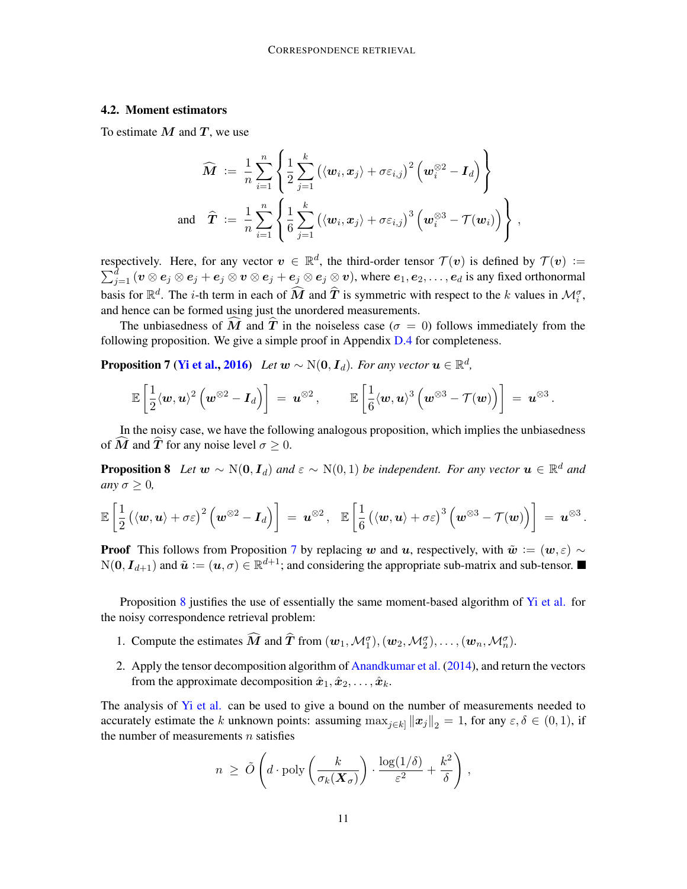### 4.2. Moment estimators

To estimate $\boldsymbol{M}$ and $\boldsymbol{T}$, we use

$$
\widehat{\boldsymbol{M}} \;:=\; \frac{1}{n}\sum_{i=1}^{n}\left\{\frac{1}{2}\sum_{j=1}^{k}\left(\langle \boldsymbol{w}_i, \boldsymbol{x}_j\rangle + \sigma\varepsilon_{i,j}\right)^2\left(\boldsymbol{w}_i^{\otimes 2} - \boldsymbol{I}_d\right)\right\}
$$

$$
\text{and} \quad \widehat{\boldsymbol{T}} \;:=\; \frac{1}{n}\sum_{i=1}^{n}\left\{\frac{1}{6}\sum_{j=1}^{k}\left(\langle \boldsymbol{w}_i, \boldsymbol{x}_j\rangle + \sigma\varepsilon_{i,j}\right)^3\left(\boldsymbol{w}_i^{\otimes 3} - \mathcal{T}(\boldsymbol{w}_i)\right)\right\},
$$

respectively. Here, for any vector $\boldsymbol{v} \in \mathbb{R}^d$, the third-order tensor $\mathcal{T}(\boldsymbol{v})$ is defined by $\mathcal{T}(\boldsymbol{v}) := \sum_{j=1}^{d}\left(\boldsymbol{v}\otimes\boldsymbol{e}_j\otimes\boldsymbol{e}_j + \boldsymbol{e}_j\otimes\boldsymbol{v}\otimes\boldsymbol{e}_j + \boldsymbol{e}_j\otimes\boldsymbol{e}_j\otimes\boldsymbol{v}\right)$, where $\boldsymbol{e}_1, \boldsymbol{e}_2, \dots, \boldsymbol{e}_d$ is any fixed orthonormal basis for $\mathbb{R}^d$. The $i$-th term in each of $\widehat{\boldsymbol{M}}$ and $\widehat{\boldsymbol{T}}$ is symmetric with respect to the $k$ values in $\mathcal{M}_i^\sigma$, and hence can be formed using just the unordered measurements.

The unbiasedness of $\widehat{\boldsymbol{M}}$ and $\widehat{\boldsymbol{T}}$ in the noiseless case ($\sigma = 0$) follows immediately from the following proposition. We give a simple proof in Appendix D.4 for completeness.

**Proposition 7 (Yi et al., 2016)** *Let $\boldsymbol{w} \sim \mathrm{N}(\boldsymbol{0}, \boldsymbol{I}_d)$. For any vector $\boldsymbol{u} \in \mathbb{R}^d$,*

$$
\mathbb{E}\left[\frac{1}{2}\langle \boldsymbol{w}, \boldsymbol{u}\rangle^2\left(\boldsymbol{w}^{\otimes 2} - \boldsymbol{I}_d\right)\right] \;=\; \boldsymbol{u}^{\otimes 2}, \qquad \mathbb{E}\left[\frac{1}{6}\langle \boldsymbol{w}, \boldsymbol{u}\rangle^3\left(\boldsymbol{w}^{\otimes 3} - \mathcal{T}(\boldsymbol{w})\right)\right] \;=\; \boldsymbol{u}^{\otimes 3}.
$$

In the noisy case, we have the following analogous proposition, which implies the unbiasedness of $\widehat{\boldsymbol{M}}$ and $\widehat{\boldsymbol{T}}$ for any noise level $\sigma \geq 0$.

**Proposition 8** *Let $\boldsymbol{w} \sim \mathrm{N}(\boldsymbol{0}, \boldsymbol{I}_d)$ and $\varepsilon \sim \mathrm{N}(0, 1)$ be independent. For any vector $\boldsymbol{u} \in \mathbb{R}^d$ and any $\sigma \geq 0$,*

$$
\mathbb{E}\left[\frac{1}{2}\left(\langle \boldsymbol{w}, \boldsymbol{u}\rangle + \sigma\varepsilon\right)^2\left(\boldsymbol{w}^{\otimes 2} - \boldsymbol{I}_d\right)\right] \;=\; \boldsymbol{u}^{\otimes 2}, \quad \mathbb{E}\left[\frac{1}{6}\left(\langle \boldsymbol{w}, \boldsymbol{u}\rangle + \sigma\varepsilon\right)^3\left(\boldsymbol{w}^{\otimes 3} - \mathcal{T}(\boldsymbol{w})\right)\right] \;=\; \boldsymbol{u}^{\otimes 3}.
$$

**Proof** This follows from Proposition 7 by replacing $\boldsymbol{w}$ and $\boldsymbol{u}$, respectively, with $\tilde{\boldsymbol{w}} := (\boldsymbol{w}, \varepsilon) \sim \mathrm{N}(\boldsymbol{0}, \boldsymbol{I}_{d+1})$ and $\tilde{\boldsymbol{u}} := (\boldsymbol{u}, \sigma) \in \mathbb{R}^{d+1}$; and considering the appropriate sub-matrix and sub-tensor. ∎

Proposition 8 justifies the use of essentially the same moment-based algorithm of Yi et al. for the noisy correspondence retrieval problem:

1. Compute the estimates $\widehat{\boldsymbol{M}}$ and $\widehat{\boldsymbol{T}}$ from $(\boldsymbol{w}_1, \mathcal{M}_1^\sigma), (\boldsymbol{w}_2, \mathcal{M}_2^\sigma), \dots, (\boldsymbol{w}_n, \mathcal{M}_n^\sigma)$.
2. Apply the tensor decomposition algorithm of Anandkumar et al. (2014), and return the vectors from the approximate decomposition $\hat{\boldsymbol{x}}_1, \hat{\boldsymbol{x}}_2, \dots, \hat{\boldsymbol{x}}_k$.

The analysis of Yi et al. can be used to give a bound on the number of measurements needed to accurately estimate the $k$ unknown points: assuming $\max_{j\in[k]}\|\boldsymbol{x}_j\|_2 = 1$, for any $\varepsilon, \delta \in (0, 1)$, if the number of measurements $n$ satisfies

$$
n \;\geq\; \tilde{O}\left(d \cdot \mathrm{poly}\left(\frac{k}{\sigma_k(\boldsymbol{X}_\sigma)}\right) \cdot \frac{\log(1/\delta)}{\varepsilon^2} + \frac{k^2}{\delta}\right),
$$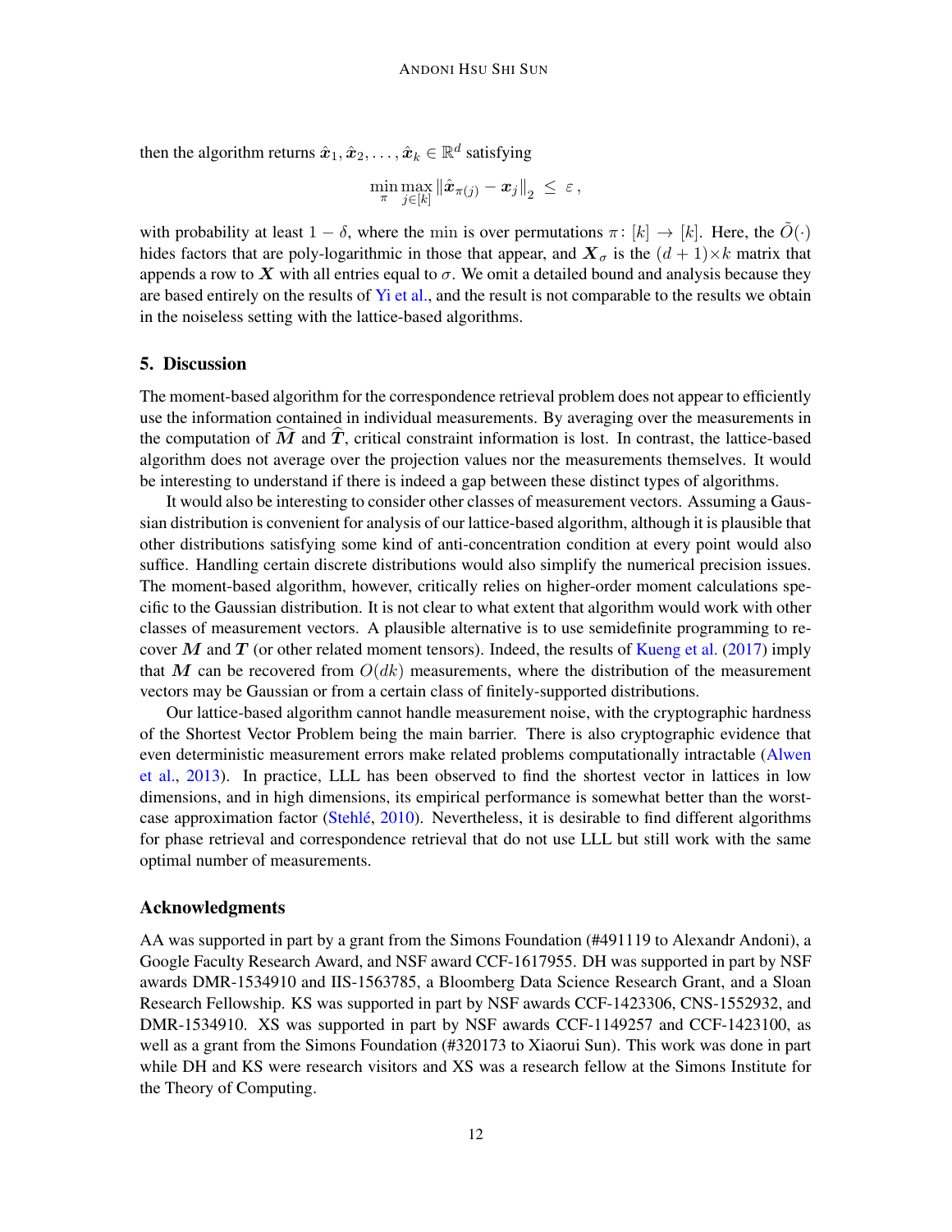then the algorithm returns $\hat{\boldsymbol{x}}_1, \hat{\boldsymbol{x}}_2, \ldots, \hat{\boldsymbol{x}}_k \in \mathbb{R}^d$ satisfying

$$\min_{\pi} \max_{j \in [k]} \left\| \hat{\boldsymbol{x}}_{\pi(j)} - \boldsymbol{x}_j \right\|_2 \leq \varepsilon ,$$

with probability at least $1 - \delta$, where the min is over permutations $\pi \colon [k] \to [k]$. Here, the $\tilde{O}(\cdot)$ hides factors that are poly-logarithmic in those that appear, and $\boldsymbol{X}_\sigma$ is the $(d+1) \times k$ matrix that appends a row to $\boldsymbol{X}$ with all entries equal to $\sigma$. We omit a detailed bound and analysis because they are based entirely on the results of Yi et al., and the result is not comparable to the results we obtain in the noiseless setting with the lattice-based algorithms.

## 5. Discussion

The moment-based algorithm for the correspondence retrieval problem does not appear to efficiently use the information contained in individual measurements. By averaging over the measurements in the computation of $\widehat{\boldsymbol{M}}$ and $\widehat{\boldsymbol{T}}$, critical constraint information is lost. In contrast, the lattice-based algorithm does not average over the projection values nor the measurements themselves. It would be interesting to understand if there is indeed a gap between these distinct types of algorithms.

It would also be interesting to consider other classes of measurement vectors. Assuming a Gaussian distribution is convenient for analysis of our lattice-based algorithm, although it is plausible that other distributions satisfying some kind of anti-concentration condition at every point would also suffice. Handling certain discrete distributions would also simplify the numerical precision issues. The moment-based algorithm, however, critically relies on higher-order moment calculations specific to the Gaussian distribution. It is not clear to what extent that algorithm would work with other classes of measurement vectors. A plausible alternative is to use semidefinite programming to recover $\boldsymbol{M}$ and $\boldsymbol{T}$ (or other related moment tensors). Indeed, the results of Kueng et al. (2017) imply that $\boldsymbol{M}$ can be recovered from $O(dk)$ measurements, where the distribution of the measurement vectors may be Gaussian or from a certain class of finitely-supported distributions.

Our lattice-based algorithm cannot handle measurement noise, with the cryptographic hardness of the Shortest Vector Problem being the main barrier. There is also cryptographic evidence that even deterministic measurement errors make related problems computationally intractable (Alwen et al., 2013). In practice, LLL has been observed to find the shortest vector in lattices in low dimensions, and in high dimensions, its empirical performance is somewhat better than the worst-case approximation factor (Stehlé, 2010). Nevertheless, it is desirable to find different algorithms for phase retrieval and correspondence retrieval that do not use LLL but still work with the same optimal number of measurements.

### Acknowledgments

AA was supported in part by a grant from the Simons Foundation (#491119 to Alexandr Andoni), a Google Faculty Research Award, and NSF award CCF-1617955. DH was supported in part by NSF awards DMR-1534910 and IIS-1563785, a Bloomberg Data Science Research Grant, and a Sloan Research Fellowship. KS was supported in part by NSF awards CCF-1423306, CNS-1552932, and DMR-1534910. XS was supported in part by NSF awards CCF-1149257 and CCF-1423100, as well as a grant from the Simons Foundation (#320173 to Xiaorui Sun). This work was done in part while DH and KS were research visitors and XS was a research fellow at the Simons Institute for the Theory of Computing.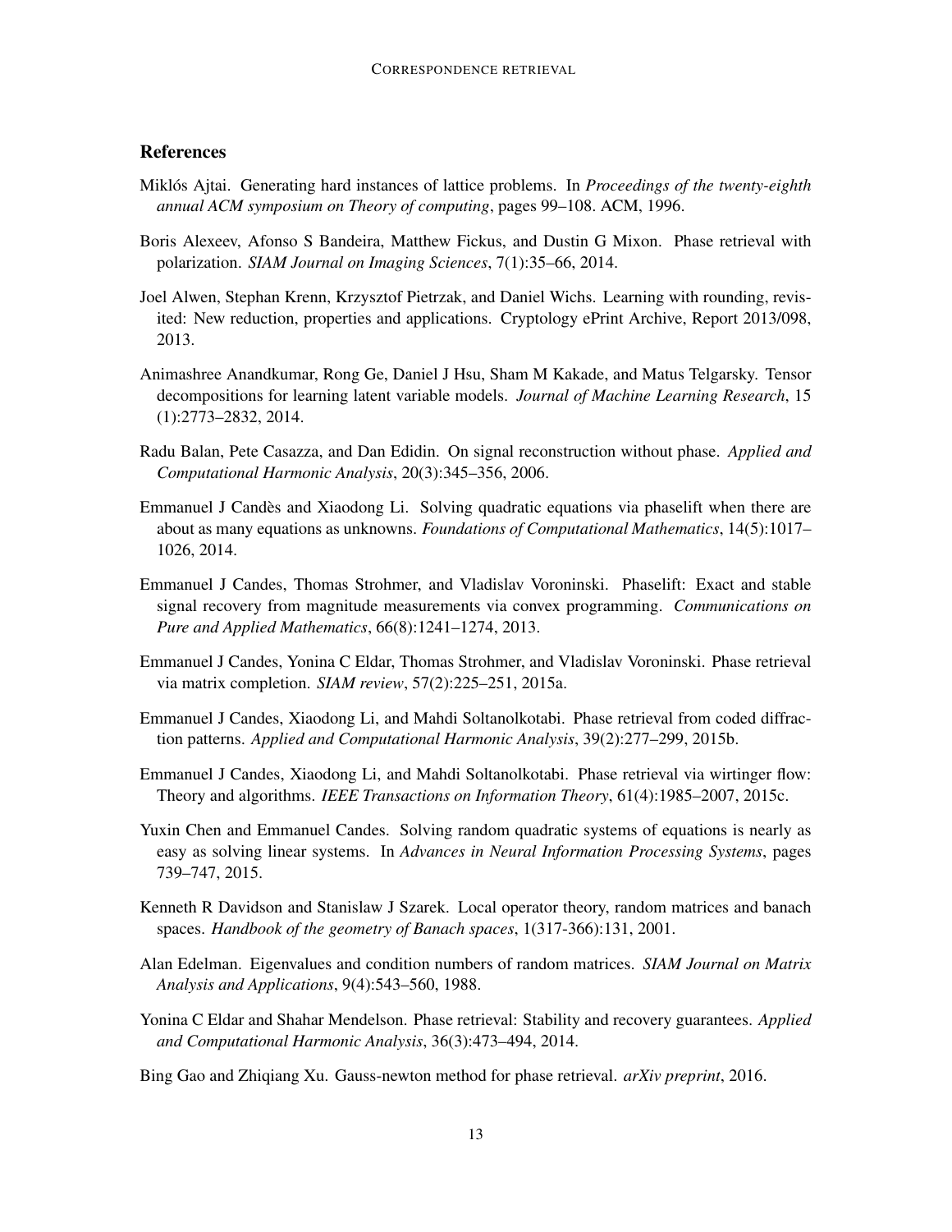## References

Miklós Ajtai. Generating hard instances of lattice problems. In *Proceedings of the twenty-eighth annual ACM symposium on Theory of computing*, pages 99–108. ACM, 1996.

Boris Alexeev, Afonso S Bandeira, Matthew Fickus, and Dustin G Mixon. Phase retrieval with polarization. *SIAM Journal on Imaging Sciences*, 7(1):35–66, 2014.

Joel Alwen, Stephan Krenn, Krzysztof Pietrzak, and Daniel Wichs. Learning with rounding, revisited: New reduction, properties and applications. Cryptology ePrint Archive, Report 2013/098, 2013.

Animashree Anandkumar, Rong Ge, Daniel J Hsu, Sham M Kakade, and Matus Telgarsky. Tensor decompositions for learning latent variable models. *Journal of Machine Learning Research*, 15 (1):2773–2832, 2014.

Radu Balan, Pete Casazza, and Dan Edidin. On signal reconstruction without phase. *Applied and Computational Harmonic Analysis*, 20(3):345–356, 2006.

Emmanuel J Candès and Xiaodong Li. Solving quadratic equations via phaselift when there are about as many equations as unknowns. *Foundations of Computational Mathematics*, 14(5):1017–1026, 2014.

Emmanuel J Candes, Thomas Strohmer, and Vladislav Voroninski. Phaselift: Exact and stable signal recovery from magnitude measurements via convex programming. *Communications on Pure and Applied Mathematics*, 66(8):1241–1274, 2013.

Emmanuel J Candes, Yonina C Eldar, Thomas Strohmer, and Vladislav Voroninski. Phase retrieval via matrix completion. *SIAM review*, 57(2):225–251, 2015a.

Emmanuel J Candes, Xiaodong Li, and Mahdi Soltanolkotabi. Phase retrieval from coded diffraction patterns. *Applied and Computational Harmonic Analysis*, 39(2):277–299, 2015b.

Emmanuel J Candes, Xiaodong Li, and Mahdi Soltanolkotabi. Phase retrieval via wirtinger flow: Theory and algorithms. *IEEE Transactions on Information Theory*, 61(4):1985–2007, 2015c.

Yuxin Chen and Emmanuel Candes. Solving random quadratic systems of equations is nearly as easy as solving linear systems. In *Advances in Neural Information Processing Systems*, pages 739–747, 2015.

Kenneth R Davidson and Stanislaw J Szarek. Local operator theory, random matrices and banach spaces. *Handbook of the geometry of Banach spaces*, 1(317-366):131, 2001.

Alan Edelman. Eigenvalues and condition numbers of random matrices. *SIAM Journal on Matrix Analysis and Applications*, 9(4):543–560, 1988.

Yonina C Eldar and Shahar Mendelson. Phase retrieval: Stability and recovery guarantees. *Applied and Computational Harmonic Analysis*, 36(3):473–494, 2014.

Bing Gao and Zhiqiang Xu. Gauss-newton method for phase retrieval. *arXiv preprint*, 2016.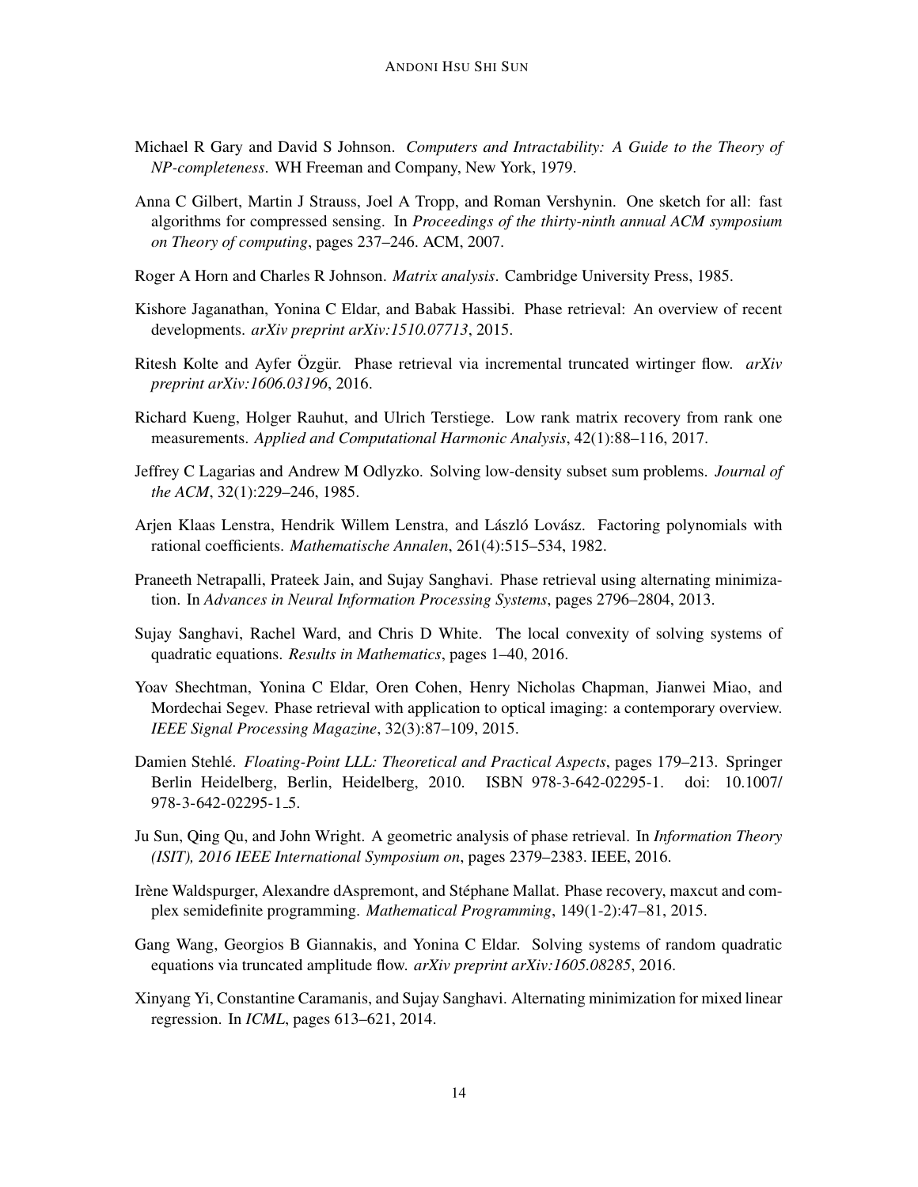Michael R Gary and David S Johnson. *Computers and Intractability: A Guide to the Theory of NP-completeness*. WH Freeman and Company, New York, 1979.

Anna C Gilbert, Martin J Strauss, Joel A Tropp, and Roman Vershynin. One sketch for all: fast algorithms for compressed sensing. In *Proceedings of the thirty-ninth annual ACM symposium on Theory of computing*, pages 237–246. ACM, 2007.

Roger A Horn and Charles R Johnson. *Matrix analysis*. Cambridge University Press, 1985.

Kishore Jaganathan, Yonina C Eldar, and Babak Hassibi. Phase retrieval: An overview of recent developments. *arXiv preprint arXiv:1510.07713*, 2015.

Ritesh Kolte and Ayfer Özgür. Phase retrieval via incremental truncated wirtinger flow. *arXiv preprint arXiv:1606.03196*, 2016.

Richard Kueng, Holger Rauhut, and Ulrich Terstiege. Low rank matrix recovery from rank one measurements. *Applied and Computational Harmonic Analysis*, 42(1):88–116, 2017.

Jeffrey C Lagarias and Andrew M Odlyzko. Solving low-density subset sum problems. *Journal of the ACM*, 32(1):229–246, 1985.

Arjen Klaas Lenstra, Hendrik Willem Lenstra, and László Lovász. Factoring polynomials with rational coefficients. *Mathematische Annalen*, 261(4):515–534, 1982.

Praneeth Netrapalli, Prateek Jain, and Sujay Sanghavi. Phase retrieval using alternating minimization. In *Advances in Neural Information Processing Systems*, pages 2796–2804, 2013.

Sujay Sanghavi, Rachel Ward, and Chris D White. The local convexity of solving systems of quadratic equations. *Results in Mathematics*, pages 1–40, 2016.

Yoav Shechtman, Yonina C Eldar, Oren Cohen, Henry Nicholas Chapman, Jianwei Miao, and Mordechai Segev. Phase retrieval with application to optical imaging: a contemporary overview. *IEEE Signal Processing Magazine*, 32(3):87–109, 2015.

Damien Stehlé. *Floating-Point LLL: Theoretical and Practical Aspects*, pages 179–213. Springer Berlin Heidelberg, Berlin, Heidelberg, 2010. ISBN 978-3-642-02295-1. doi: 10.1007/978-3-642-02295-1_5.

Ju Sun, Qing Qu, and John Wright. A geometric analysis of phase retrieval. In *Information Theory (ISIT), 2016 IEEE International Symposium on*, pages 2379–2383. IEEE, 2016.

Irène Waldspurger, Alexandre dAspremont, and Stéphane Mallat. Phase recovery, maxcut and complex semidefinite programming. *Mathematical Programming*, 149(1-2):47–81, 2015.

Gang Wang, Georgios B Giannakis, and Yonina C Eldar. Solving systems of random quadratic equations via truncated amplitude flow. *arXiv preprint arXiv:1605.08285*, 2016.

Xinyang Yi, Constantine Caramanis, and Sujay Sanghavi. Alternating minimization for mixed linear regression. In *ICML*, pages 613–621, 2014.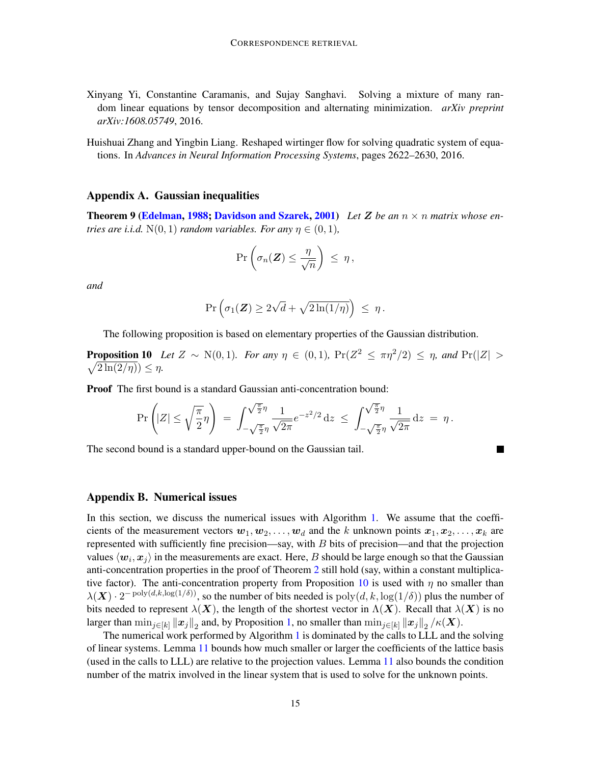Xinyang Yi, Constantine Caramanis, and Sujay Sanghavi. Solving a mixture of many random linear equations by tensor decomposition and alternating minimization. *arXiv preprint arXiv:1608.05749*, 2016.

Huishuai Zhang and Yingbin Liang. Reshaped wirtinger flow for solving quadratic system of equations. In *Advances in Neural Information Processing Systems*, pages 2622–2630, 2016.

## Appendix A. Gaussian inequalities

**Theorem 9 (Edelman, 1988; Davidson and Szarek, 2001)** *Let $\boldsymbol{Z}$ be an $n \times n$ matrix whose entries are i.i.d. $\mathrm{N}(0,1)$ random variables. For any $\eta \in (0,1)$,*

$$\Pr\left(\sigma_n(\boldsymbol{Z}) \leq \frac{\eta}{\sqrt{n}}\right) \;\leq\; \eta\,,$$

*and*

$$\Pr\left(\sigma_1(\boldsymbol{Z}) \geq 2\sqrt{d} + \sqrt{2\ln(1/\eta)}\right) \;\leq\; \eta\,.$$

The following proposition is based on elementary properties of the Gaussian distribution.

**Proposition 10** *Let $Z \sim \mathrm{N}(0,1)$. For any $\eta \in (0,1)$, $\Pr(Z^2 \leq \pi\eta^2/2) \leq \eta$, and $\Pr(|Z| > \sqrt{2\ln(2/\eta)}) \leq \eta$.*

**Proof** The first bound is a standard Gaussian anti-concentration bound:

$$\Pr\left(|Z| \leq \sqrt{\frac{\pi}{2}}\eta\right) \;=\; \int_{-\sqrt{\frac{\pi}{2}}\eta}^{\sqrt{\frac{\pi}{2}}\eta} \frac{1}{\sqrt{2\pi}} e^{-z^2/2}\,\mathrm{d}z \;\leq\; \int_{-\sqrt{\frac{\pi}{2}}\eta}^{\sqrt{\frac{\pi}{2}}\eta} \frac{1}{\sqrt{2\pi}}\,\mathrm{d}z \;=\; \eta\,.$$

The second bound is a standard upper-bound on the Gaussian tail. ∎

## Appendix B. Numerical issues

In this section, we discuss the numerical issues with Algorithm 1. We assume that the coefficients of the measurement vectors $\boldsymbol{w}_1, \boldsymbol{w}_2, \ldots, \boldsymbol{w}_d$ and the $k$ unknown points $\boldsymbol{x}_1, \boldsymbol{x}_2, \ldots, \boldsymbol{x}_k$ are represented with sufficiently fine precision—say, with $B$ bits of precision—and that the projection values $\langle \boldsymbol{w}_i, \boldsymbol{x}_j \rangle$ in the measurements are exact. Here, $B$ should be large enough so that the Gaussian anti-concentration properties in the proof of Theorem 2 still hold (say, within a constant multiplicative factor). The anti-concentration property from Proposition 10 is used with $\eta$ no smaller than $\lambda(\boldsymbol{X}) \cdot 2^{-\operatorname{poly}(d,k,\log(1/\delta))}$, so the number of bits needed is $\operatorname{poly}(d,k,\log(1/\delta))$ plus the number of bits needed to represent $\lambda(\boldsymbol{X})$, the length of the shortest vector in $\Lambda(\boldsymbol{X})$. Recall that $\lambda(\boldsymbol{X})$ is no larger than $\min_{j\in[k]} \|\boldsymbol{x}_j\|_2$ and, by Proposition 1, no smaller than $\min_{j\in[k]} \|\boldsymbol{x}_j\|_2 / \kappa(\boldsymbol{X})$.

The numerical work performed by Algorithm 1 is dominated by the calls to LLL and the solving of linear systems. Lemma 11 bounds how much smaller or larger the coefficients of the lattice basis (used in the calls to LLL) are relative to the projection values. Lemma 11 also bounds the condition number of the matrix involved in the linear system that is used to solve for the unknown points.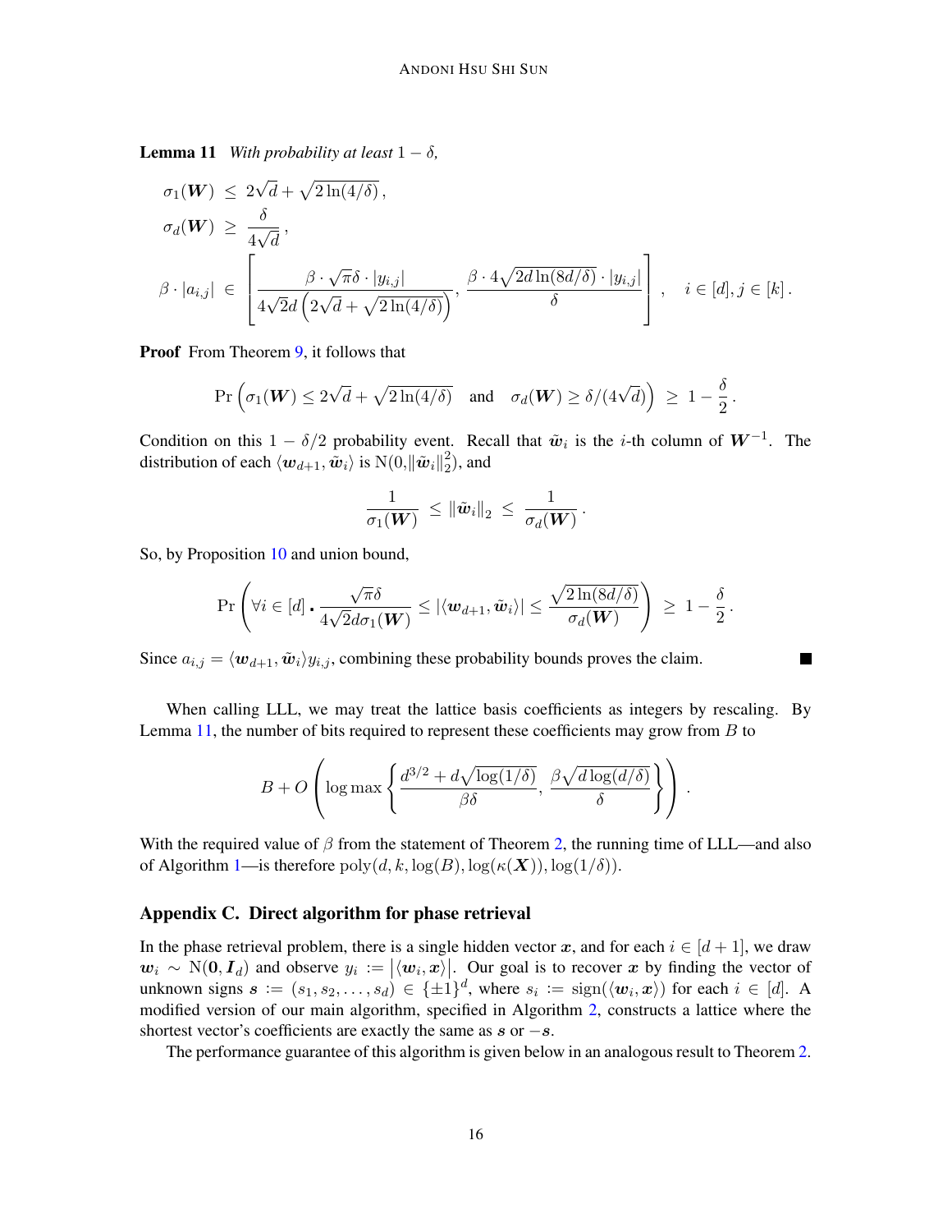**Lemma 11** *With probability at least $1-\delta$,*

$$
\begin{aligned}
\sigma_1(\boldsymbol{W}) &\le 2\sqrt{d} + \sqrt{2\ln(4/\delta)}\,,\\
\sigma_d(\boldsymbol{W}) &\ge \frac{\delta}{4\sqrt{d}}\,,\\
\beta \cdot |a_{i,j}| &\in \left[\frac{\beta \cdot \sqrt{\pi}\delta \cdot |y_{i,j}|}{4\sqrt{2}d\left(2\sqrt{d}+\sqrt{2\ln(4/\delta)}\right)}, \frac{\beta \cdot 4\sqrt{2d\ln(8d/\delta)} \cdot |y_{i,j}|}{\delta}\right], \quad i \in [d], j \in [k]\,.
\end{aligned}
$$

**Proof** From Theorem 9, it follows that

$$
\Pr\left(\sigma_1(\boldsymbol{W}) \le 2\sqrt{d} + \sqrt{2\ln(4/\delta)} \quad \text{and} \quad \sigma_d(\boldsymbol{W}) \ge \delta/(4\sqrt{d})\right) \ge 1 - \frac{\delta}{2}\,.
$$

Condition on this $1-\delta/2$ probability event. Recall that $\tilde{\boldsymbol{w}}_i$ is the $i$-th column of $\boldsymbol{W}^{-1}$. The distribution of each $\langle \boldsymbol{w}_{d+1}, \tilde{\boldsymbol{w}}_i \rangle$ is $\mathrm{N}(0, \|\tilde{\boldsymbol{w}}_i\|_2^2)$, and

$$
\frac{1}{\sigma_1(\boldsymbol{W})} \le \|\tilde{\boldsymbol{w}}_i\|_2 \le \frac{1}{\sigma_d(\boldsymbol{W})}\,.
$$

So, by Proposition 10 and union bound,

$$
\Pr\left(\forall i \in [d] \,\centerdot\, \frac{\sqrt{\pi}\delta}{4\sqrt{2}d\sigma_1(\boldsymbol{W})} \le |\langle \boldsymbol{w}_{d+1}, \tilde{\boldsymbol{w}}_i \rangle| \le \frac{\sqrt{2\ln(8d/\delta)}}{\sigma_d(\boldsymbol{W})}\right) \ge 1 - \frac{\delta}{2}\,.
$$

Since $a_{i,j} = \langle \boldsymbol{w}_{d+1}, \tilde{\boldsymbol{w}}_i \rangle y_{i,j}$, combining these probability bounds proves the claim. ■

When calling LLL, we may treat the lattice basis coefficients as integers by rescaling. By Lemma 11, the number of bits required to represent these coefficients may grow from $B$ to

$$
B + O\left(\log \max\left\{\frac{d^{3/2} + d\sqrt{\log(1/\delta)}}{\beta\delta}, \frac{\beta\sqrt{d\log(d/\delta)}}{\delta}\right\}\right)\,.
$$

With the required value of $\beta$ from the statement of Theorem 2, the running time of LLL—and also of Algorithm 1—is therefore $\mathrm{poly}(d, k, \log(B), \log(\kappa(\boldsymbol{X})), \log(1/\delta))$.

## Appendix C. Direct algorithm for phase retrieval

In the phase retrieval problem, there is a single hidden vector $\boldsymbol{x}$, and for each $i \in [d+1]$, we draw $\boldsymbol{w}_i \sim \mathrm{N}(\boldsymbol{0}, \boldsymbol{I}_d)$ and observe $y_i := |\langle \boldsymbol{w}_i, \boldsymbol{x} \rangle|$. Our goal is to recover $\boldsymbol{x}$ by finding the vector of unknown signs $\boldsymbol{s} := (s_1, s_2, \ldots, s_d) \in \{\pm 1\}^d$, where $s_i := \mathrm{sign}(\langle \boldsymbol{w}_i, \boldsymbol{x} \rangle)$ for each $i \in [d]$. A modified version of our main algorithm, specified in Algorithm 2, constructs a lattice where the shortest vector's coefficients are exactly the same as $\boldsymbol{s}$ or $-\boldsymbol{s}$.

The performance guarantee of this algorithm is given below in an analogous result to Theorem 2.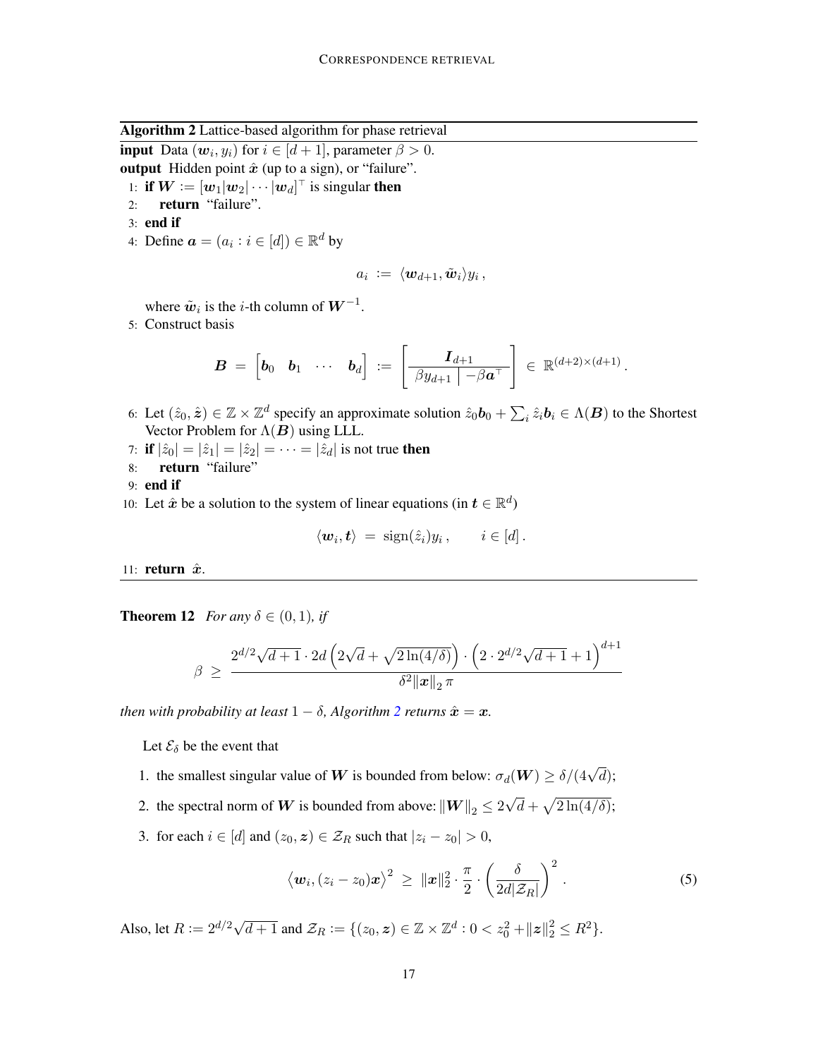**Algorithm 2** Lattice-based algorithm for phase retrieval

**input** Data $(\boldsymbol{w}_i, y_i)$ for $i \in [d+1]$, parameter $\beta > 0$.

**output** Hidden point $\hat{\boldsymbol{x}}$ (up to a sign), or "failure".

1: **if** $\boldsymbol{W} := [\boldsymbol{w}_1 | \boldsymbol{w}_2 | \cdots | \boldsymbol{w}_d]^\top$ is singular **then**

2: &nbsp;&nbsp;&nbsp;&nbsp;**return** "failure".

3: **end if**

4: Define $\boldsymbol{a} = (a_i : i \in [d]) \in \mathbb{R}^d$ by

$$a_i \; := \; \langle \boldsymbol{w}_{d+1}, \tilde{\boldsymbol{w}}_i \rangle y_i \,,$$

where $\tilde{\boldsymbol{w}}_i$ is the $i$-th column of $\boldsymbol{W}^{-1}$.

5: Construct basis

$$\boldsymbol{B} \; = \; \begin{bmatrix} \boldsymbol{b}_0 & \boldsymbol{b}_1 & \cdots & \boldsymbol{b}_d \end{bmatrix} \; := \; \left[ \begin{array}{c|c} \multicolumn{2}{c}{\boldsymbol{I}_{d+1}} \\ \hline \beta y_{d+1} & -\beta \boldsymbol{a}^\top \end{array} \right] \; \in \; \mathbb{R}^{(d+2)\times(d+1)} \,.$$

6: Let $(\hat{z}_0, \hat{\boldsymbol{z}}) \in \mathbb{Z} \times \mathbb{Z}^d$ specify an approximate solution $\hat{z}_0 \boldsymbol{b}_0 + \sum_i \hat{z}_i \boldsymbol{b}_i \in \Lambda(\boldsymbol{B})$ to the Shortest Vector Problem for $\Lambda(\boldsymbol{B})$ using LLL.

7: **if** $|\hat{z}_0| = |\hat{z}_1| = |\hat{z}_2| = \cdots = |\hat{z}_d|$ is not true **then**

8: &nbsp;&nbsp;&nbsp;&nbsp;**return** "failure"

9: **end if**

10: Let $\hat{\boldsymbol{x}}$ be a solution to the system of linear equations (in $\boldsymbol{t} \in \mathbb{R}^d$)

$$\langle \boldsymbol{w}_i, \boldsymbol{t} \rangle \; = \; \operatorname{sign}(\hat{z}_i) y_i \,, \qquad i \in [d] \,.$$

11: **return** $\hat{\boldsymbol{x}}$.

**Theorem 12** *For any $\delta \in (0,1)$, if*

$$\beta \; \geq \; \frac{2^{d/2}\sqrt{d+1} \cdot 2d \left(2\sqrt{d} + \sqrt{2\ln(4/\delta)}\right) \cdot \left(2 \cdot 2^{d/2}\sqrt{d+1} + 1\right)^{d+1}}{\delta^2 \|\boldsymbol{x}\|_2 \, \pi}$$

*then with probability at least $1-\delta$, Algorithm 2 returns $\hat{\boldsymbol{x}} = \boldsymbol{x}$.*

Let $\mathcal{E}_\delta$ be the event that

1. the smallest singular value of $\boldsymbol{W}$ is bounded from below: $\sigma_d(\boldsymbol{W}) \geq \delta/(4\sqrt{d})$;
2. the spectral norm of $\boldsymbol{W}$ is bounded from above: $\|\boldsymbol{W}\|_2 \leq 2\sqrt{d} + \sqrt{2\ln(4/\delta)}$;
3. for each $i \in [d]$ and $(z_0, \boldsymbol{z}) \in \mathcal{Z}_R$ such that $|z_i - z_0| > 0$,

$$\left\langle \boldsymbol{w}_i, (z_i - z_0)\boldsymbol{x} \right\rangle^2 \; \geq \; \|\boldsymbol{x}\|_2^2 \cdot \frac{\pi}{2} \cdot \left( \frac{\delta}{2d|\mathcal{Z}_R|} \right)^2 \,. \tag{5}$$

Also, let $R := 2^{d/2}\sqrt{d+1}$ and $\mathcal{Z}_R := \{(z_0, \boldsymbol{z}) \in \mathbb{Z} \times \mathbb{Z}^d : 0 < z_0^2 + \|\boldsymbol{z}\|_2^2 \leq R^2\}$.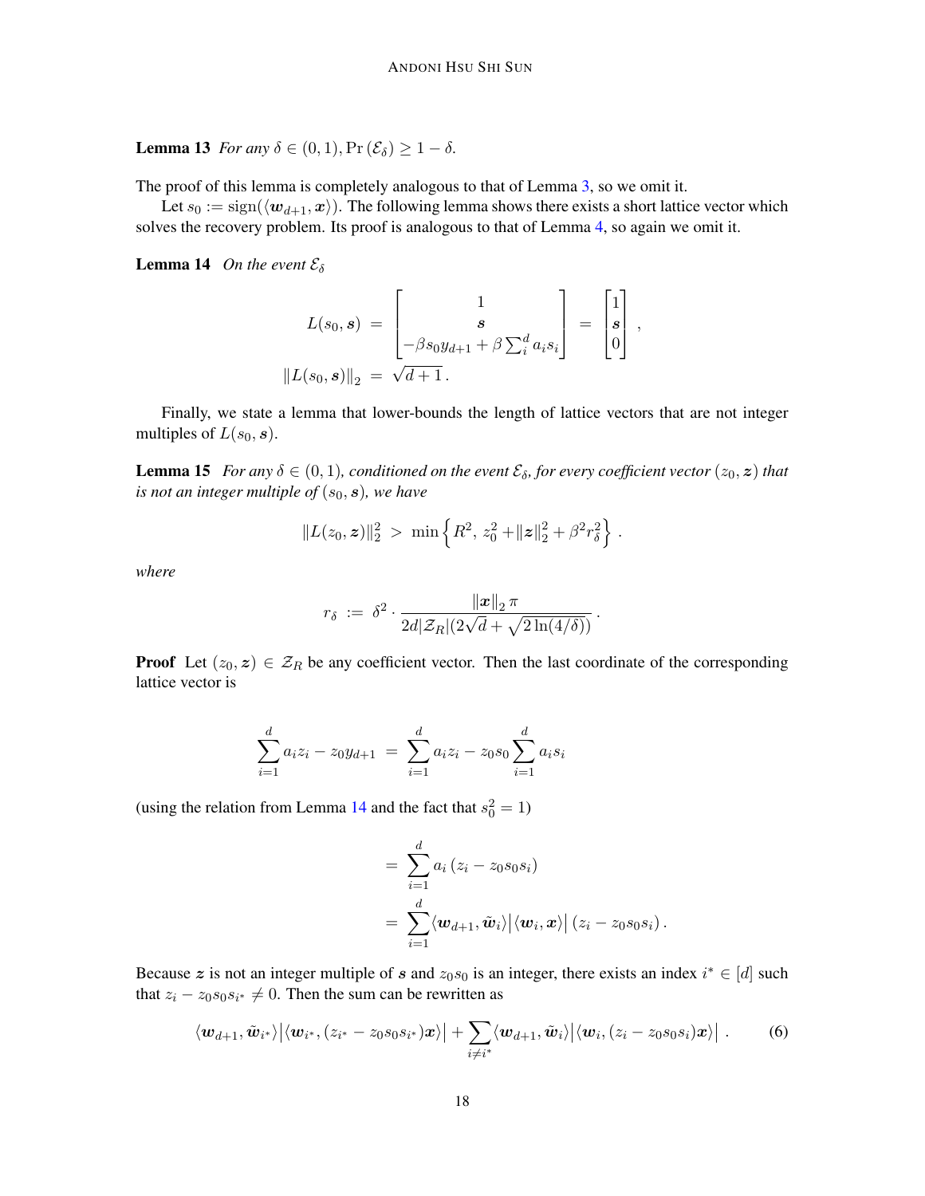**Lemma 13** *For any $\delta \in (0,1)$, $\Pr(\mathcal{E}_\delta) \geq 1 - \delta$.*

The proof of this lemma is completely analogous to that of Lemma 3, so we omit it.

Let $s_0 := \operatorname{sign}(\langle \boldsymbol{w}_{d+1}, \boldsymbol{x} \rangle)$. The following lemma shows there exists a short lattice vector which solves the recovery problem. Its proof is analogous to that of Lemma 4, so again we omit it.

**Lemma 14** *On the event $\mathcal{E}_\delta$*

$$
\begin{aligned}
L(s_0, \boldsymbol{s}) &= \begin{bmatrix} 1 \\ \boldsymbol{s} \\ -\beta s_0 y_{d+1} + \beta \sum_i^d a_i s_i \end{bmatrix} = \begin{bmatrix} 1 \\ \boldsymbol{s} \\ 0 \end{bmatrix}, \\
\|L(s_0, \boldsymbol{s})\|_2 &= \sqrt{d+1}\,.
\end{aligned}
$$

Finally, we state a lemma that lower-bounds the length of lattice vectors that are not integer multiples of $L(s_0, \boldsymbol{s})$.

**Lemma 15** *For any $\delta \in (0,1)$, conditioned on the event $\mathcal{E}_\delta$, for every coefficient vector $(z_0, \boldsymbol{z})$ that is not an integer multiple of $(s_0, \boldsymbol{s})$, we have*

$$
\|L(z_0, \boldsymbol{z})\|_2^2 > \min\left\{ R^2,\ z_0^2 + \|\boldsymbol{z}\|_2^2 + \beta^2 r_\delta^2 \right\}.
$$

*where*

$$
r_\delta := \delta^2 \cdot \frac{\|\boldsymbol{x}\|_2 \pi}{2d|\mathcal{Z}_R|(2\sqrt{d} + \sqrt{2\ln(4/\delta)})}.
$$

**Proof** Let $(z_0, \boldsymbol{z}) \in \mathcal{Z}_R$ be any coefficient vector. Then the last coordinate of the corresponding lattice vector is

$$
\sum_{i=1}^d a_i z_i - z_0 y_{d+1} = \sum_{i=1}^d a_i z_i - z_0 s_0 \sum_{i=1}^d a_i s_i
$$

(using the relation from Lemma 14 and the fact that $s_0^2 = 1$)

$$
\begin{aligned}
&= \sum_{i=1}^d a_i \left( z_i - z_0 s_0 s_i \right) \\
&= \sum_{i=1}^d \langle \boldsymbol{w}_{d+1}, \tilde{\boldsymbol{w}}_i \rangle \big| \langle \boldsymbol{w}_i, \boldsymbol{x} \rangle \big| \left( z_i - z_0 s_0 s_i \right).
\end{aligned}
$$

Because $\boldsymbol{z}$ is not an integer multiple of $\boldsymbol{s}$ and $z_0 s_0$ is an integer, there exists an index $i^* \in [d]$ such that $z_i - z_0 s_0 s_{i^*} \neq 0$. Then the sum can be rewritten as

$$
\langle \boldsymbol{w}_{d+1}, \tilde{\boldsymbol{w}}_{i^*} \rangle \big| \langle \boldsymbol{w}_{i^*}, (z_{i^*} - z_0 s_0 s_{i^*}) \boldsymbol{x} \rangle \big| + \sum_{i \neq i^*} \langle \boldsymbol{w}_{d+1}, \tilde{\boldsymbol{w}}_i \rangle \big| \langle \boldsymbol{w}_i, (z_i - z_0 s_0 s_i) \boldsymbol{x} \rangle \big|\,. \tag{6}
$$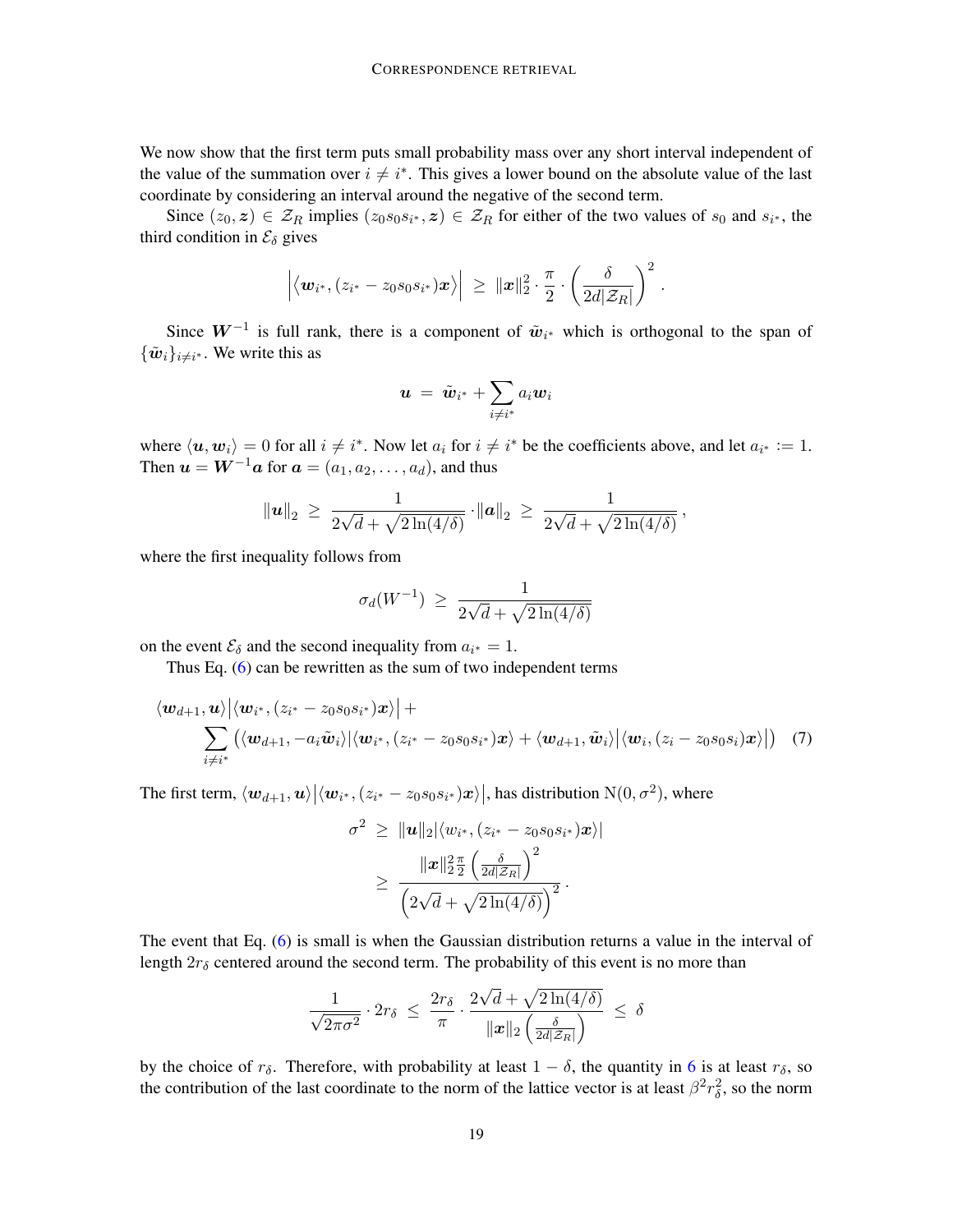We now show that the first term puts small probability mass over any short interval independent of the value of the summation over $i \neq i^*$. This gives a lower bound on the absolute value of the last coordinate by considering an interval around the negative of the second term.

Since $(z_0, \boldsymbol{z}) \in \mathcal{Z}_R$ implies $(z_0 s_0 s_{i^*}, \boldsymbol{z}) \in \mathcal{Z}_R$ for either of the two values of $s_0$ and $s_{i^*}$, the third condition in $\mathcal{E}_\delta$ gives

$$\left|\langle \boldsymbol{w}_{i^*}, (z_{i^*} - z_0 s_0 s_{i^*})\boldsymbol{x}\rangle\right| \;\geq\; \|\boldsymbol{x}\|_2^2 \cdot \frac{\pi}{2} \cdot \left(\frac{\delta}{2d|\mathcal{Z}_R|}\right)^2 .$$

Since $\boldsymbol{W}^{-1}$ is full rank, there is a component of $\tilde{\boldsymbol{w}}_{i^*}$ which is orthogonal to the span of $\{\tilde{\boldsymbol{w}}_i\}_{i \neq i^*}$. We write this as

$$\boldsymbol{u} \;=\; \tilde{\boldsymbol{w}}_{i^*} + \sum_{i \neq i^*} a_i \boldsymbol{w}_i$$

where $\langle \boldsymbol{u}, \boldsymbol{w}_i\rangle = 0$ for all $i \neq i^*$. Now let $a_i$ for $i \neq i^*$ be the coefficients above, and let $a_{i^*} := 1$. Then $\boldsymbol{u} = \boldsymbol{W}^{-1}\boldsymbol{a}$ for $\boldsymbol{a} = (a_1, a_2, \ldots, a_d)$, and thus

$$\|\boldsymbol{u}\|_2 \;\geq\; \frac{1}{2\sqrt{d} + \sqrt{2\ln(4/\delta)}} \cdot \|\boldsymbol{a}\|_2 \;\geq\; \frac{1}{2\sqrt{d} + \sqrt{2\ln(4/\delta)}} ,$$

where the first inequality follows from

$$\sigma_d(W^{-1}) \;\geq\; \frac{1}{2\sqrt{d} + \sqrt{2\ln(4/\delta)}}$$

on the event $\mathcal{E}_\delta$ and the second inequality from $a_{i^*} = 1$.

Thus Eq. (6) can be rewritten as the sum of two independent terms

$$\begin{aligned}
&\langle \boldsymbol{w}_{d+1}, \boldsymbol{u}\rangle \left|\langle \boldsymbol{w}_{i^*}, (z_{i^*} - z_0 s_0 s_{i^*})\boldsymbol{x}\rangle\right| + \\
&\qquad \sum_{i \neq i^*} \left( \langle \boldsymbol{w}_{d+1}, -a_i \tilde{\boldsymbol{w}}_i\rangle |\langle \boldsymbol{w}_{i^*}, (z_{i^*} - z_0 s_0 s_{i^*})\boldsymbol{x}\rangle + \langle \boldsymbol{w}_{d+1}, \tilde{\boldsymbol{w}}_i\rangle \left|\langle \boldsymbol{w}_i, (z_i - z_0 s_0 s_i)\boldsymbol{x}\rangle\right| \right) \quad (7)
\end{aligned}$$

The first term, $\langle \boldsymbol{w}_{d+1}, \boldsymbol{u}\rangle \left|\langle \boldsymbol{w}_{i^*}, (z_{i^*} - z_0 s_0 s_{i^*})\boldsymbol{x}\rangle\right|$, has distribution $\mathrm{N}(0, \sigma^2)$, where

$$\begin{aligned}
\sigma^2 \;&\geq\; \|\boldsymbol{u}\|_2 |\langle w_{i^*}, (z_{i^*} - z_0 s_0 s_{i^*})\boldsymbol{x}\rangle| \\
&\geq\; \frac{\|\boldsymbol{x}\|_2^2 \frac{\pi}{2} \left(\frac{\delta}{2d|\mathcal{Z}_R|}\right)^2}{\left(2\sqrt{d} + \sqrt{2\ln(4/\delta)}\right)^2} .
\end{aligned}$$

The event that Eq. (6) is small is when the Gaussian distribution returns a value in the interval of length $2r_\delta$ centered around the second term. The probability of this event is no more than

$$\frac{1}{\sqrt{2\pi\sigma^2}} \cdot 2r_\delta \;\leq\; \frac{2r_\delta}{\pi} \cdot \frac{2\sqrt{d} + \sqrt{2\ln(4/\delta)}}{\|\boldsymbol{x}\|_2 \left(\frac{\delta}{2d|\mathcal{Z}_R|}\right)} \;\leq\; \delta$$

by the choice of $r_\delta$. Therefore, with probability at least $1 - \delta$, the quantity in 6 is at least $r_\delta$, so the contribution of the last coordinate to the norm of the lattice vector is at least $\beta^2 r_\delta^2$, so the norm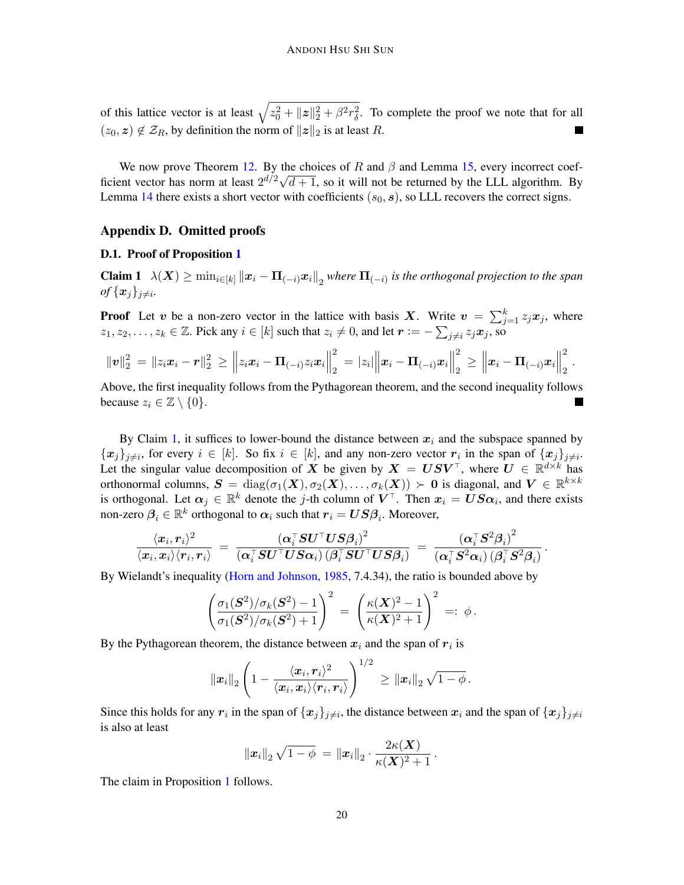of this lattice vector is at least $\sqrt{z_0^2 + \|\boldsymbol{z}\|_2^2 + \beta^2 r_\delta^2}$. To complete the proof we note that for all $(z_0, \boldsymbol{z}) \notin \mathcal{Z}_R$, by definition the norm of $\|\boldsymbol{z}\|_2$ is at least $R$. ∎

We now prove Theorem 12. By the choices of $R$ and $\beta$ and Lemma 15, every incorrect coefficient vector has norm at least $2^{d/2}\sqrt{d+1}$, so it will not be returned by the LLL algorithm. By Lemma 14 there exists a short vector with coefficients $(s_0, \boldsymbol{s})$, so LLL recovers the correct signs.

## Appendix D. Omitted proofs

### D.1. Proof of Proposition 1

**Claim 1** *$\lambda(\boldsymbol{X}) \geq \min_{i \in [k]} \left\|\boldsymbol{x}_i - \boldsymbol{\Pi}_{(-i)}\boldsymbol{x}_i\right\|_2$ where $\boldsymbol{\Pi}_{(-i)}$ is the orthogonal projection to the span of $\{\boldsymbol{x}_j\}_{j \neq i}$.*

**Proof** Let $\boldsymbol{v}$ be a non-zero vector in the lattice with basis $\boldsymbol{X}$. Write $\boldsymbol{v} = \sum_{j=1}^k z_j \boldsymbol{x}_j$, where $z_1, z_2, \ldots, z_k \in \mathbb{Z}$. Pick any $i \in [k]$ such that $z_i \neq 0$, and let $\boldsymbol{r} := -\sum_{j \neq i} z_j \boldsymbol{x}_j$, so

$$\|\boldsymbol{v}\|_2^2 \;=\; \|z_i \boldsymbol{x}_i - \boldsymbol{r}\|_2^2 \;\geq\; \left\|z_i \boldsymbol{x}_i - \boldsymbol{\Pi}_{(-i)} z_i \boldsymbol{x}_i\right\|_2^2 \;=\; |z_i| \left\|\boldsymbol{x}_i - \boldsymbol{\Pi}_{(-i)}\boldsymbol{x}_i\right\|_2^2 \;\geq\; \left\|\boldsymbol{x}_i - \boldsymbol{\Pi}_{(-i)}\boldsymbol{x}_i\right\|_2^2 .$$

Above, the first inequality follows from the Pythagorean theorem, and the second inequality follows because $z_i \in \mathbb{Z} \setminus \{0\}$. ∎

By Claim 1, it suffices to lower-bound the distance between $\boldsymbol{x}_i$ and the subspace spanned by $\{\boldsymbol{x}_j\}_{j \neq i}$, for every $i \in [k]$. So fix $i \in [k]$, and any non-zero vector $\boldsymbol{r}_i$ in the span of $\{\boldsymbol{x}_j\}_{j \neq i}$. Let the singular value decomposition of $\boldsymbol{X}$ be given by $\boldsymbol{X} = \boldsymbol{U}\boldsymbol{S}\boldsymbol{V}^\top$, where $\boldsymbol{U} \in \mathbb{R}^{d \times k}$ has orthonormal columns, $\boldsymbol{S} = \operatorname{diag}(\sigma_1(\boldsymbol{X}), \sigma_2(\boldsymbol{X}), \ldots, \sigma_k(\boldsymbol{X})) \succ \boldsymbol{0}$ is diagonal, and $\boldsymbol{V} \in \mathbb{R}^{k \times k}$ is orthogonal. Let $\boldsymbol{\alpha}_j \in \mathbb{R}^k$ denote the $j$-th column of $\boldsymbol{V}^\top$. Then $\boldsymbol{x}_i = \boldsymbol{U}\boldsymbol{S}\boldsymbol{\alpha}_i$, and there exists non-zero $\boldsymbol{\beta}_i \in \mathbb{R}^k$ orthogonal to $\boldsymbol{\alpha}_i$ such that $\boldsymbol{r}_i = \boldsymbol{U}\boldsymbol{S}\boldsymbol{\beta}_i$. Moreover,

$$\frac{\langle \boldsymbol{x}_i, \boldsymbol{r}_i \rangle^2}{\langle \boldsymbol{x}_i, \boldsymbol{x}_i \rangle \langle \boldsymbol{r}_i, \boldsymbol{r}_i \rangle} \;=\; \frac{\left(\boldsymbol{\alpha}_i^\top \boldsymbol{S}\boldsymbol{U}^\top \boldsymbol{U}\boldsymbol{S}\boldsymbol{\beta}_i\right)^2}{\left(\boldsymbol{\alpha}_i^\top \boldsymbol{S}\boldsymbol{U}^\top \boldsymbol{U}\boldsymbol{S}\boldsymbol{\alpha}_i\right)\left(\boldsymbol{\beta}_i^\top \boldsymbol{S}\boldsymbol{U}^\top \boldsymbol{U}\boldsymbol{S}\boldsymbol{\beta}_i\right)} \;=\; \frac{\left(\boldsymbol{\alpha}_i^\top \boldsymbol{S}^2 \boldsymbol{\beta}_i\right)^2}{\left(\boldsymbol{\alpha}_i^\top \boldsymbol{S}^2 \boldsymbol{\alpha}_i\right)\left(\boldsymbol{\beta}_i^\top \boldsymbol{S}^2 \boldsymbol{\beta}_i\right)} .$$

By Wielandt's inequality (Horn and Johnson, 1985, 7.4.34), the ratio is bounded above by

$$\left(\frac{\sigma_1(\boldsymbol{S}^2)/\sigma_k(\boldsymbol{S}^2) - 1}{\sigma_1(\boldsymbol{S}^2)/\sigma_k(\boldsymbol{S}^2) + 1}\right)^2 \;=\; \left(\frac{\kappa(\boldsymbol{X})^2 - 1}{\kappa(\boldsymbol{X})^2 + 1}\right)^2 \;=:\; \phi .$$

By the Pythagorean theorem, the distance between $\boldsymbol{x}_i$ and the span of $\boldsymbol{r}_i$ is

$$\|\boldsymbol{x}_i\|_2 \left(1 - \frac{\langle \boldsymbol{x}_i, \boldsymbol{r}_i \rangle^2}{\langle \boldsymbol{x}_i, \boldsymbol{x}_i \rangle \langle \boldsymbol{r}_i, \boldsymbol{r}_i \rangle}\right)^{1/2} \;\geq\; \|\boldsymbol{x}_i\|_2 \sqrt{1 - \phi} .$$

Since this holds for any $\boldsymbol{r}_i$ in the span of $\{\boldsymbol{x}_j\}_{j \neq i}$, the distance between $\boldsymbol{x}_i$ and the span of $\{\boldsymbol{x}_j\}_{j \neq i}$ is also at least

$$\|\boldsymbol{x}_i\|_2 \sqrt{1 - \phi} \;=\; \|\boldsymbol{x}_i\|_2 \cdot \frac{2\kappa(\boldsymbol{X})}{\kappa(\boldsymbol{X})^2 + 1} .$$

The claim in Proposition 1 follows.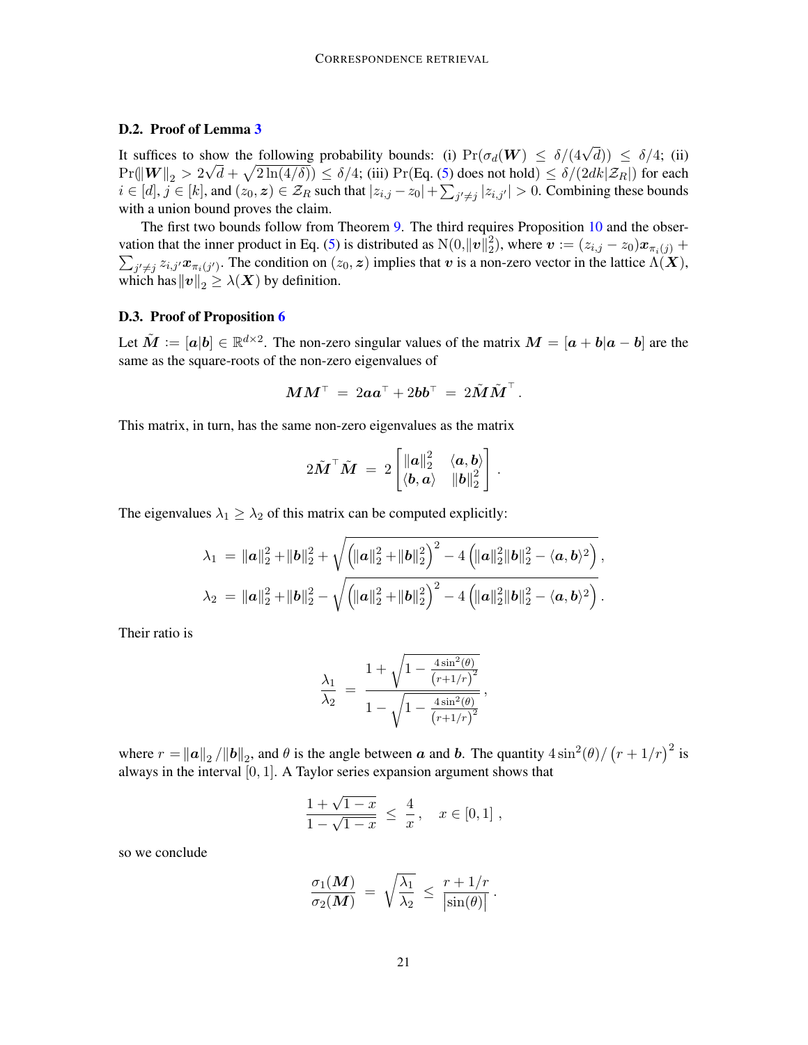### D.2. Proof of Lemma 3

It suffices to show the following probability bounds: (i) $\Pr(\sigma_d(\boldsymbol{W}) \leq \delta/(4\sqrt{d})) \leq \delta/4$; (ii) $\Pr(\|\boldsymbol{W}\|_2 > 2\sqrt{d} + \sqrt{2\ln(4/\delta)}) \leq \delta/4$; (iii) $\Pr(\text{Eq. (5) does not hold}) \leq \delta/(2dk|\mathcal{Z}_R|)$ for each $i \in [d]$, $j \in [k]$, and $(z_0, \boldsymbol{z}) \in \mathcal{Z}_R$ such that $|z_{i,j} - z_0| + \sum_{j' \neq j} |z_{i,j'}| > 0$. Combining these bounds with a union bound proves the claim.

The first two bounds follow from Theorem 9. The third requires Proposition 10 and the observation that the inner product in Eq. (5) is distributed as $\mathrm{N}(0, \|\boldsymbol{v}\|_2^2)$, where $\boldsymbol{v} := (z_{i,j} - z_0)\boldsymbol{x}_{\pi_i(j)} + \sum_{j' \neq j} z_{i,j'} \boldsymbol{x}_{\pi_i(j')}$. The condition on $(z_0, \boldsymbol{z})$ implies that $\boldsymbol{v}$ is a non-zero vector in the lattice $\Lambda(\boldsymbol{X})$, which has $\|\boldsymbol{v}\|_2 \geq \lambda(\boldsymbol{X})$ by definition.

### D.3. Proof of Proposition 6

Let $\tilde{\boldsymbol{M}} := [\boldsymbol{a}|\boldsymbol{b}] \in \mathbb{R}^{d \times 2}$. The non-zero singular values of the matrix $\boldsymbol{M} = [\boldsymbol{a} + \boldsymbol{b}|\boldsymbol{a} - \boldsymbol{b}]$ are the same as the square-roots of the non-zero eigenvalues of

$$\boldsymbol{M}\boldsymbol{M}^\top \;=\; 2\boldsymbol{a}\boldsymbol{a}^\top + 2\boldsymbol{b}\boldsymbol{b}^\top \;=\; 2\tilde{\boldsymbol{M}}\tilde{\boldsymbol{M}}^\top .$$

This matrix, in turn, has the same non-zero eigenvalues as the matrix

$$2\tilde{\boldsymbol{M}}^\top \tilde{\boldsymbol{M}} \;=\; 2\begin{bmatrix} \|\boldsymbol{a}\|_2^2 & \langle \boldsymbol{a}, \boldsymbol{b} \rangle \\ \langle \boldsymbol{b}, \boldsymbol{a} \rangle & \|\boldsymbol{b}\|_2^2 \end{bmatrix} .$$

The eigenvalues $\lambda_1 \geq \lambda_2$ of this matrix can be computed explicitly:

$$\lambda_1 \;=\; \|\boldsymbol{a}\|_2^2 + \|\boldsymbol{b}\|_2^2 + \sqrt{\left(\|\boldsymbol{a}\|_2^2 + \|\boldsymbol{b}\|_2^2\right)^2 - 4\left(\|\boldsymbol{a}\|_2^2\|\boldsymbol{b}\|_2^2 - \langle \boldsymbol{a}, \boldsymbol{b} \rangle^2\right)} ,$$

$$\lambda_2 \;=\; \|\boldsymbol{a}\|_2^2 + \|\boldsymbol{b}\|_2^2 - \sqrt{\left(\|\boldsymbol{a}\|_2^2 + \|\boldsymbol{b}\|_2^2\right)^2 - 4\left(\|\boldsymbol{a}\|_2^2\|\boldsymbol{b}\|_2^2 - \langle \boldsymbol{a}, \boldsymbol{b} \rangle^2\right)} .$$

Their ratio is

$$\frac{\lambda_1}{\lambda_2} \;=\; \frac{1 + \sqrt{1 - \frac{4\sin^2(\theta)}{\left(r + 1/r\right)^2}}}{1 - \sqrt{1 - \frac{4\sin^2(\theta)}{\left(r + 1/r\right)^2}}} ,$$

where $r = \|\boldsymbol{a}\|_2 / \|\boldsymbol{b}\|_2$, and $\theta$ is the angle between $\boldsymbol{a}$ and $\boldsymbol{b}$. The quantity $4\sin^2(\theta)/\left(r + 1/r\right)^2$ is always in the interval $[0, 1]$. A Taylor series expansion argument shows that

$$\frac{1 + \sqrt{1 - x}}{1 - \sqrt{1 - x}} \;\leq\; \frac{4}{x} , \quad x \in [0, 1] ,$$

so we conclude

$$\frac{\sigma_1(\boldsymbol{M})}{\sigma_2(\boldsymbol{M})} \;=\; \sqrt{\frac{\lambda_1}{\lambda_2}} \;\leq\; \frac{r + 1/r}{|\sin(\theta)|} .$$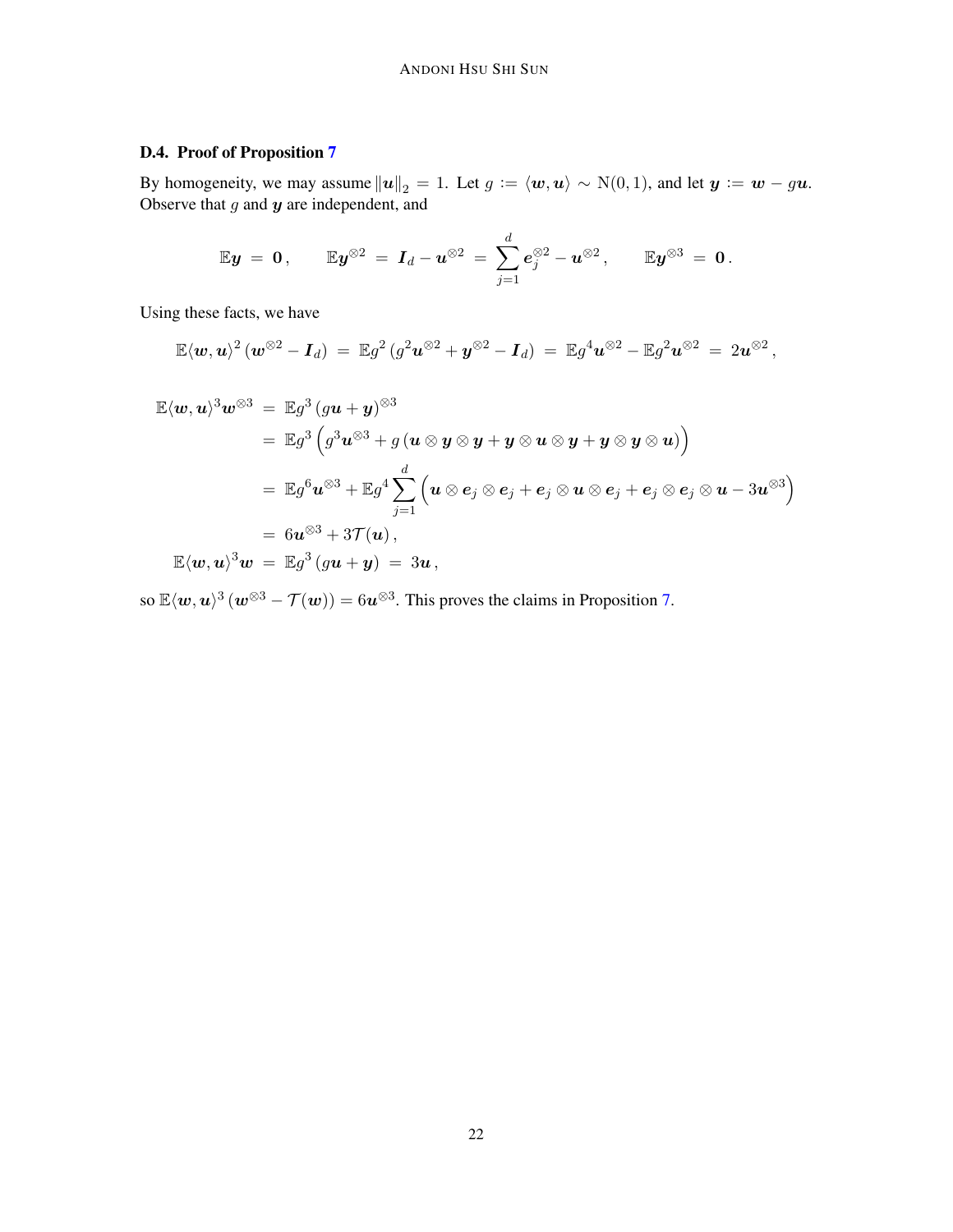### D.4. Proof of Proposition 7

By homogeneity, we may assume $\|\boldsymbol{u}\|_2 = 1$. Let $g := \langle \boldsymbol{w}, \boldsymbol{u} \rangle \sim \mathrm{N}(0,1)$, and let $\boldsymbol{y} := \boldsymbol{w} - g\boldsymbol{u}$. Observe that $g$ and $\boldsymbol{y}$ are independent, and

$$\mathbb{E}\boldsymbol{y} \;=\; \boldsymbol{0}\,, \qquad \mathbb{E}\boldsymbol{y}^{\otimes 2} \;=\; \boldsymbol{I}_d - \boldsymbol{u}^{\otimes 2} \;=\; \sum_{j=1}^{d} \boldsymbol{e}_j^{\otimes 2} - \boldsymbol{u}^{\otimes 2}\,, \qquad \mathbb{E}\boldsymbol{y}^{\otimes 3} \;=\; \boldsymbol{0}\,.$$

Using these facts, we have

$$\mathbb{E}\langle \boldsymbol{w}, \boldsymbol{u} \rangle^2 \left(\boldsymbol{w}^{\otimes 2} - \boldsymbol{I}_d\right) \;=\; \mathbb{E}g^2 \left(g^2 \boldsymbol{u}^{\otimes 2} + \boldsymbol{y}^{\otimes 2} - \boldsymbol{I}_d\right) \;=\; \mathbb{E}g^4 \boldsymbol{u}^{\otimes 2} - \mathbb{E}g^2 \boldsymbol{u}^{\otimes 2} \;=\; 2\boldsymbol{u}^{\otimes 2}\,,$$

$$\begin{aligned}
\mathbb{E}\langle \boldsymbol{w}, \boldsymbol{u} \rangle^3 \boldsymbol{w}^{\otimes 3} \;&=\; \mathbb{E}g^3 \left(g\boldsymbol{u} + \boldsymbol{y}\right)^{\otimes 3} \\
&=\; \mathbb{E}g^3 \Big(g^3 \boldsymbol{u}^{\otimes 3} + g\left(\boldsymbol{u} \otimes \boldsymbol{y} \otimes \boldsymbol{y} + \boldsymbol{y} \otimes \boldsymbol{u} \otimes \boldsymbol{y} + \boldsymbol{y} \otimes \boldsymbol{y} \otimes \boldsymbol{u}\right)\Big) \\
&=\; \mathbb{E}g^6 \boldsymbol{u}^{\otimes 3} + \mathbb{E}g^4 \sum_{j=1}^{d} \Big(\boldsymbol{u} \otimes \boldsymbol{e}_j \otimes \boldsymbol{e}_j + \boldsymbol{e}_j \otimes \boldsymbol{u} \otimes \boldsymbol{e}_j + \boldsymbol{e}_j \otimes \boldsymbol{e}_j \otimes \boldsymbol{u} - 3\boldsymbol{u}^{\otimes 3}\Big) \\
&=\; 6\boldsymbol{u}^{\otimes 3} + 3\mathcal{T}(\boldsymbol{u})\,, \\
\mathbb{E}\langle \boldsymbol{w}, \boldsymbol{u} \rangle^3 \boldsymbol{w} \;&=\; \mathbb{E}g^3 \left(g\boldsymbol{u} + \boldsymbol{y}\right) \;=\; 3\boldsymbol{u}\,,
\end{aligned}$$

so $\mathbb{E}\langle \boldsymbol{w}, \boldsymbol{u} \rangle^3 \left(\boldsymbol{w}^{\otimes 3} - \mathcal{T}(\boldsymbol{w})\right) = 6\boldsymbol{u}^{\otimes 3}$. This proves the claims in Proposition 7.